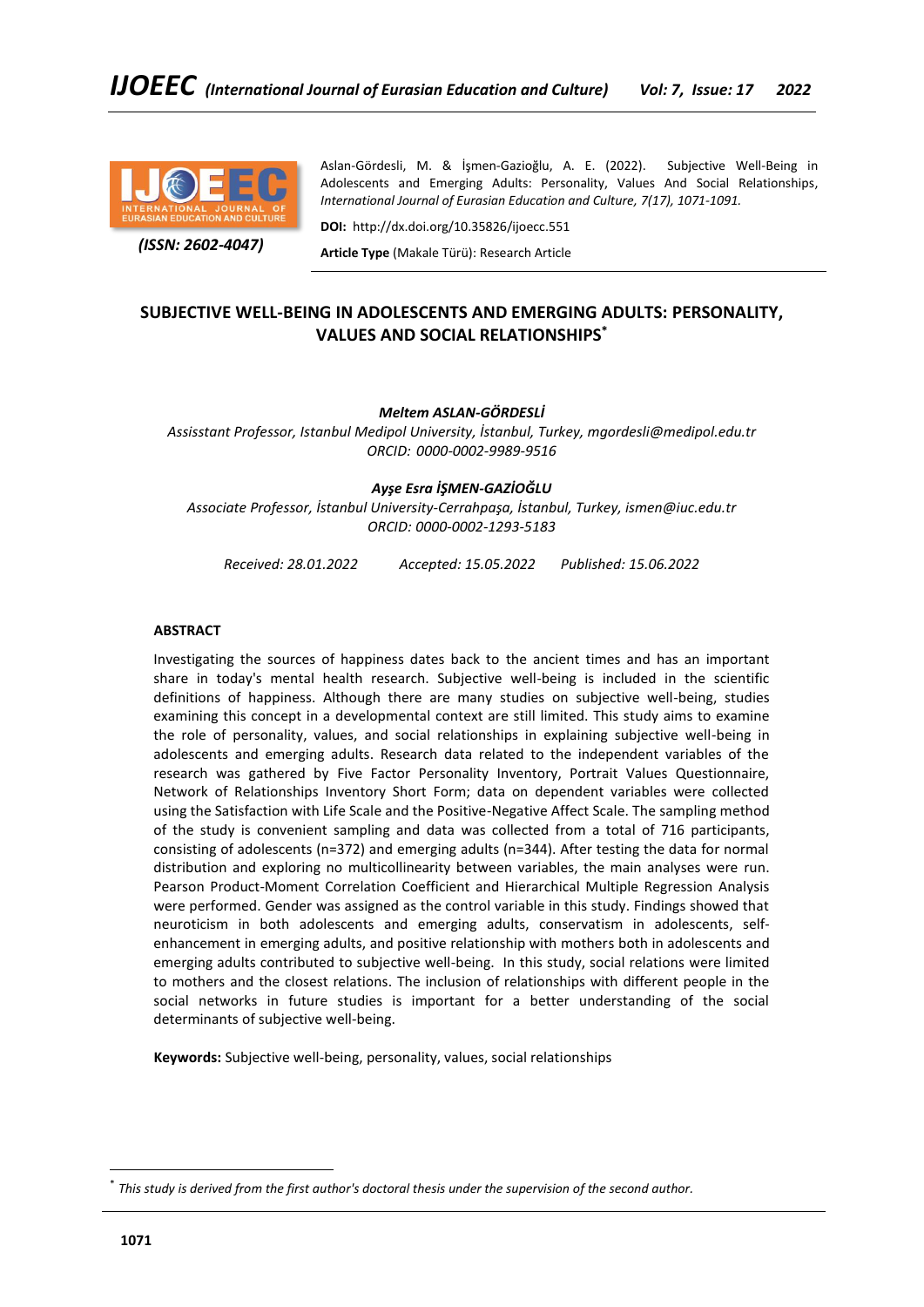Aslan-Gördesli, M. & İşmen-Gazioğlu, A. E. (2022). Subjective Well-Being in Adolescents and Emerging Adults: Personality, Values And Social Relationships, *International Journal of Eurasian Education and Culture, 7(17), 1071-1091.*

**DOI:** http://dx.doi.org/10.35826/ijoecc.551

**Article Type** (Makale Türü): Research Article

*(ISSN: 2602-4047)*

# SUBJECTIVE WELL-BEING IN ADOLESCENTS AND EMERGING ADULTS: PERSONALITY, VALUES AND SOCIAL RELATIONSHIPS[*]

***Meltem ASLAN-GÖRDESLİ***

*Assisstant Professor, Istanbul Medipol University, İstanbul, Turkey, mgordesli@medipol.edu.tr*
*ORCID: 0000-0002-9989-9516*

***Ayşe Esra İŞMEN-GAZİOĞLU***

*Associate Professor, İstanbul University-Cerrahpaşa, İstanbul, Turkey, ismen@iuc.edu.tr*
*ORCID: 0000-0002-1293-5183*

*Received: 28.01.2022 Accepted: 15.05.2022 Published: 15.06.2022*

## ABSTRACT

Investigating the sources of happiness dates back to the ancient times and has an important share in today's mental health research. Subjective well-being is included in the scientific definitions of happiness. Although there are many studies on subjective well-being, studies examining this concept in a developmental context are still limited. This study aims to examine the role of personality, values, and social relationships in explaining subjective well-being in adolescents and emerging adults. Research data related to the independent variables of the research was gathered by Five Factor Personality Inventory, Portrait Values Questionnaire, Network of Relationships Inventory Short Form; data on dependent variables were collected using the Satisfaction with Life Scale and the Positive-Negative Affect Scale. The sampling method of the study is convenient sampling and data was collected from a total of 716 participants, consisting of adolescents (n=372) and emerging adults (n=344). After testing the data for normal distribution and exploring no multicollinearity between variables, the main analyses were run. Pearson Product-Moment Correlation Coefficient and Hierarchical Multiple Regression Analysis were performed. Gender was assigned as the control variable in this study. Findings showed that neuroticism in both adolescents and emerging adults, conservatism in adolescents, self-enhancement in emerging adults, and positive relationship with mothers both in adolescents and emerging adults contributed to subjective well-being. In this study, social relations were limited to mothers and the closest relations. The inclusion of relationships with different people in the social networks in future studies is important for a better understanding of the social determinants of subjective well-being.

**Keywords:** Subjective well-being, personality, values, social relationships

---

[*] *This study is derived from the first author's doctoral thesis under the supervision of the second author.*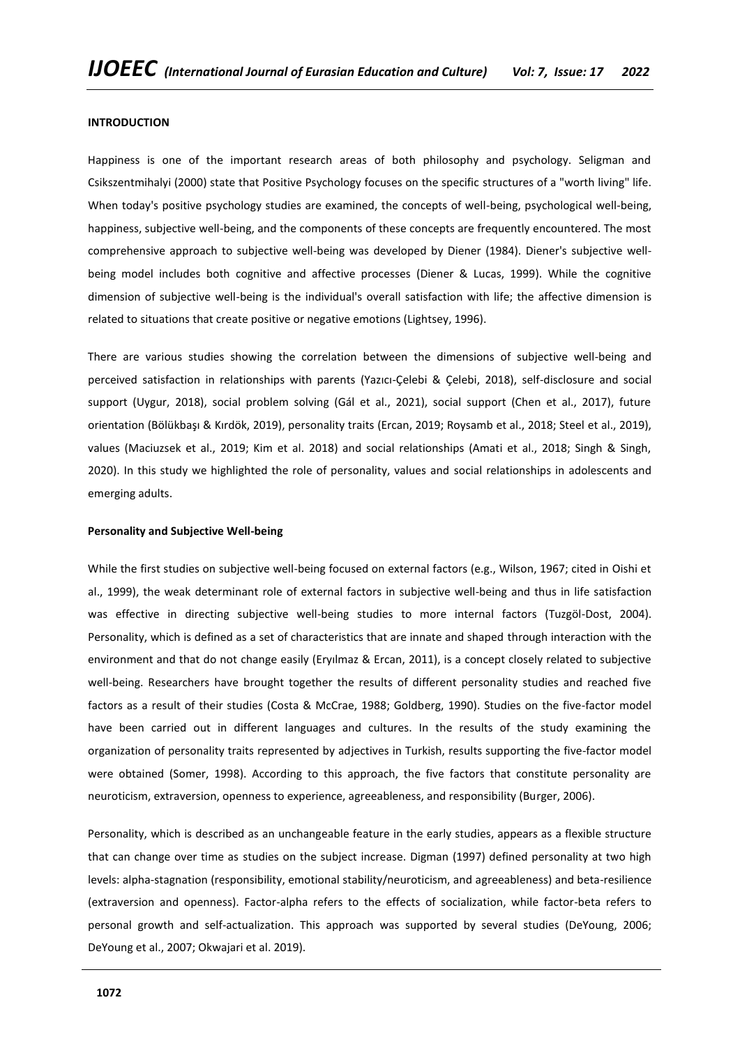**INTRODUCTION**

Happiness is one of the important research areas of both philosophy and psychology. Seligman and Csikszentmihalyi (2000) state that Positive Psychology focuses on the specific structures of a "worth living" life. When today's positive psychology studies are examined, the concepts of well-being, psychological well-being, happiness, subjective well-being, and the components of these concepts are frequently encountered. The most comprehensive approach to subjective well-being was developed by Diener (1984). Diener's subjective well-being model includes both cognitive and affective processes (Diener & Lucas, 1999). While the cognitive dimension of subjective well-being is the individual's overall satisfaction with life; the affective dimension is related to situations that create positive or negative emotions (Lightsey, 1996).

There are various studies showing the correlation between the dimensions of subjective well-being and perceived satisfaction in relationships with parents (Yazıcı-Çelebi & Çelebi, 2018), self-disclosure and social support (Uygur, 2018), social problem solving (Gál et al., 2021), social support (Chen et al., 2017), future orientation (Bölükbaşı & Kırdök, 2019), personality traits (Ercan, 2019; Roysamb et al., 2018; Steel et al., 2019), values (Maciuzsek et al., 2019; Kim et al. 2018) and social relationships (Amati et al., 2018; Singh & Singh, 2020). In this study we highlighted the role of personality, values and social relationships in adolescents and emerging adults.

**Personality and Subjective Well-being**

While the first studies on subjective well-being focused on external factors (e.g., Wilson, 1967; cited in Oishi et al., 1999), the weak determinant role of external factors in subjective well-being and thus in life satisfaction was effective in directing subjective well-being studies to more internal factors (Tuzgöl-Dost, 2004). Personality, which is defined as a set of characteristics that are innate and shaped through interaction with the environment and that do not change easily (Eryılmaz & Ercan, 2011), is a concept closely related to subjective well-being. Researchers have brought together the results of different personality studies and reached five factors as a result of their studies (Costa & McCrae, 1988; Goldberg, 1990). Studies on the five-factor model have been carried out in different languages and cultures. In the results of the study examining the organization of personality traits represented by adjectives in Turkish, results supporting the five-factor model were obtained (Somer, 1998). According to this approach, the five factors that constitute personality are neuroticism, extraversion, openness to experience, agreeableness, and responsibility (Burger, 2006).

Personality, which is described as an unchangeable feature in the early studies, appears as a flexible structure that can change over time as studies on the subject increase. Digman (1997) defined personality at two high levels: alpha-stagnation (responsibility, emotional stability/neuroticism, and agreeableness) and beta-resilience (extraversion and openness). Factor-alpha refers to the effects of socialization, while factor-beta refers to personal growth and self-actualization. This approach was supported by several studies (DeYoung, 2006; DeYoung et al., 2007; Okwajari et al. 2019).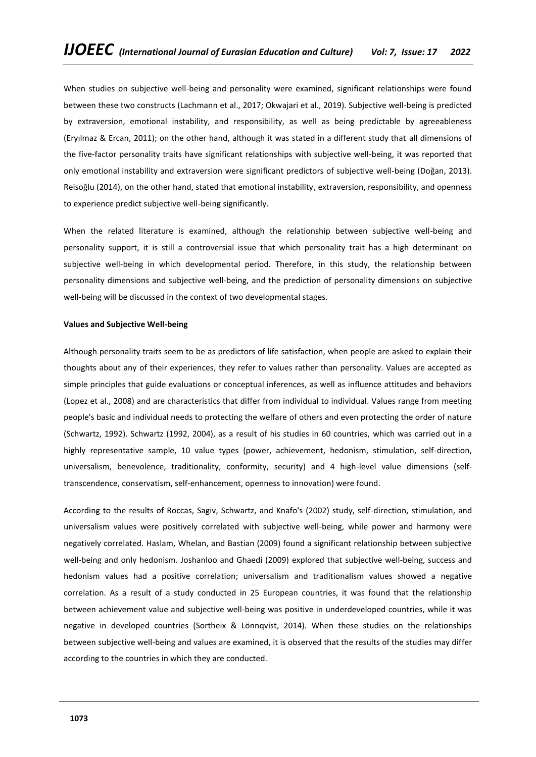When studies on subjective well-being and personality were examined, significant relationships were found between these two constructs (Lachmann et al., 2017; Okwajari et al., 2019). Subjective well-being is predicted by extraversion, emotional instability, and responsibility, as well as being predictable by agreeableness (Eryılmaz & Ercan, 2011); on the other hand, although it was stated in a different study that all dimensions of the five-factor personality traits have significant relationships with subjective well-being, it was reported that only emotional instability and extraversion were significant predictors of subjective well-being (Doğan, 2013). Reisoğlu (2014), on the other hand, stated that emotional instability, extraversion, responsibility, and openness to experience predict subjective well-being significantly.

When the related literature is examined, although the relationship between subjective well-being and personality support, it is still a controversial issue that which personality trait has a high determinant on subjective well-being in which developmental period. Therefore, in this study, the relationship between personality dimensions and subjective well-being, and the prediction of personality dimensions on subjective well-being will be discussed in the context of two developmental stages.

**Values and Subjective Well-being**

Although personality traits seem to be as predictors of life satisfaction, when people are asked to explain their thoughts about any of their experiences, they refer to values rather than personality. Values are accepted as simple principles that guide evaluations or conceptual inferences, as well as influence attitudes and behaviors (Lopez et al., 2008) and are characteristics that differ from individual to individual. Values range from meeting people's basic and individual needs to protecting the welfare of others and even protecting the order of nature (Schwartz, 1992). Schwartz (1992, 2004), as a result of his studies in 60 countries, which was carried out in a highly representative sample, 10 value types (power, achievement, hedonism, stimulation, self-direction, universalism, benevolence, traditionality, conformity, security) and 4 high-level value dimensions (self-transcendence, conservatism, self-enhancement, openness to innovation) were found.

According to the results of Roccas, Sagiv, Schwartz, and Knafo's (2002) study, self-direction, stimulation, and universalism values were positively correlated with subjective well-being, while power and harmony were negatively correlated. Haslam, Whelan, and Bastian (2009) found a significant relationship between subjective well-being and only hedonism. Joshanloo and Ghaedi (2009) explored that subjective well-being, success and hedonism values had a positive correlation; universalism and traditionalism values showed a negative correlation. As a result of a study conducted in 25 European countries, it was found that the relationship between achievement value and subjective well-being was positive in underdeveloped countries, while it was negative in developed countries (Sortheix & Lönnqvist, 2014). When these studies on the relationships between subjective well-being and values are examined, it is observed that the results of the studies may differ according to the countries in which they are conducted.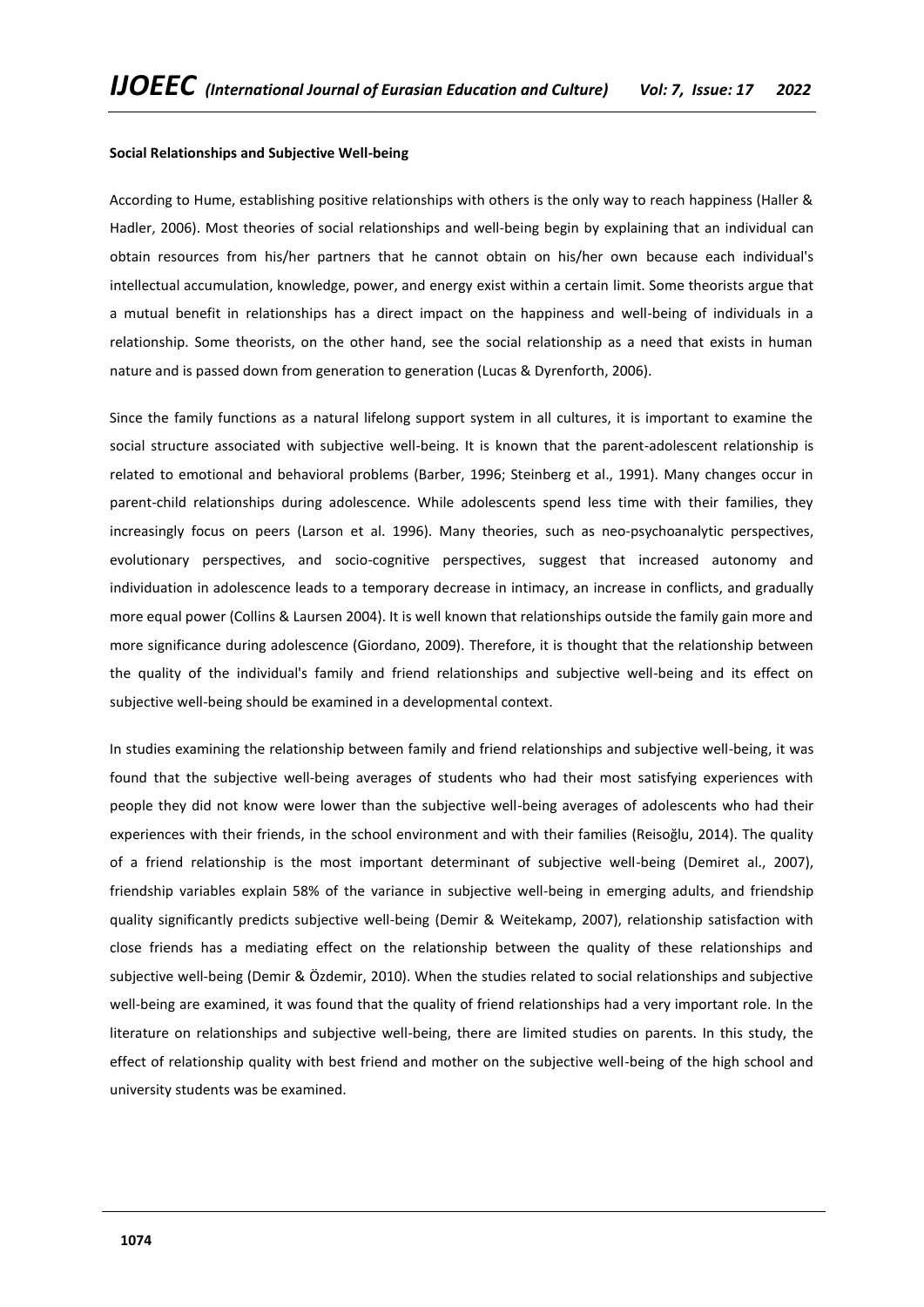**Social Relationships and Subjective Well-being**

According to Hume, establishing positive relationships with others is the only way to reach happiness (Haller & Hadler, 2006). Most theories of social relationships and well-being begin by explaining that an individual can obtain resources from his/her partners that he cannot obtain on his/her own because each individual's intellectual accumulation, knowledge, power, and energy exist within a certain limit. Some theorists argue that a mutual benefit in relationships has a direct impact on the happiness and well-being of individuals in a relationship. Some theorists, on the other hand, see the social relationship as a need that exists in human nature and is passed down from generation to generation (Lucas & Dyrenforth, 2006).

Since the family functions as a natural lifelong support system in all cultures, it is important to examine the social structure associated with subjective well-being. It is known that the parent-adolescent relationship is related to emotional and behavioral problems (Barber, 1996; Steinberg et al., 1991). Many changes occur in parent-child relationships during adolescence. While adolescents spend less time with their families, they increasingly focus on peers (Larson et al. 1996). Many theories, such as neo-psychoanalytic perspectives, evolutionary perspectives, and socio-cognitive perspectives, suggest that increased autonomy and individuation in adolescence leads to a temporary decrease in intimacy, an increase in conflicts, and gradually more equal power (Collins & Laursen 2004). It is well known that relationships outside the family gain more and more significance during adolescence (Giordano, 2009). Therefore, it is thought that the relationship between the quality of the individual's family and friend relationships and subjective well-being and its effect on subjective well-being should be examined in a developmental context.

In studies examining the relationship between family and friend relationships and subjective well-being, it was found that the subjective well-being averages of students who had their most satisfying experiences with people they did not know were lower than the subjective well-being averages of adolescents who had their experiences with their friends, in the school environment and with their families (Reisoğlu, 2014). The quality of a friend relationship is the most important determinant of subjective well-being (Demiret al., 2007), friendship variables explain 58% of the variance in subjective well-being in emerging adults, and friendship quality significantly predicts subjective well-being (Demir & Weitekamp, 2007), relationship satisfaction with close friends has a mediating effect on the relationship between the quality of these relationships and subjective well-being (Demir & Özdemir, 2010). When the studies related to social relationships and subjective well-being are examined, it was found that the quality of friend relationships had a very important role. In the literature on relationships and subjective well-being, there are limited studies on parents. In this study, the effect of relationship quality with best friend and mother on the subjective well-being of the high school and university students was be examined.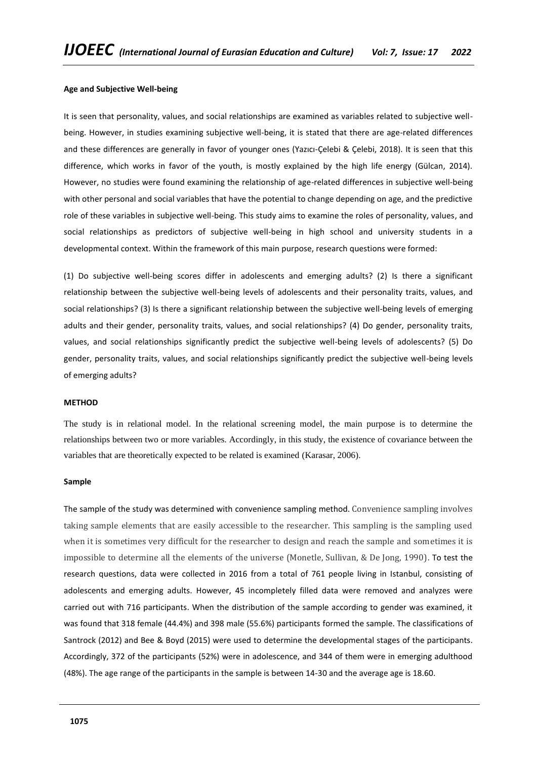**Age and Subjective Well-being**

It is seen that personality, values, and social relationships are examined as variables related to subjective well-being. However, in studies examining subjective well-being, it is stated that there are age-related differences and these differences are generally in favor of younger ones (Yazıcı-Çelebi & Çelebi, 2018). It is seen that this difference, which works in favor of the youth, is mostly explained by the high life energy (Gülcan, 2014). However, no studies were found examining the relationship of age-related differences in subjective well-being with other personal and social variables that have the potential to change depending on age, and the predictive role of these variables in subjective well-being. This study aims to examine the roles of personality, values, and social relationships as predictors of subjective well-being in high school and university students in a developmental context. Within the framework of this main purpose, research questions were formed:

(1) Do subjective well-being scores differ in adolescents and emerging adults? (2) Is there a significant relationship between the subjective well-being levels of adolescents and their personality traits, values, and social relationships? (3) Is there a significant relationship between the subjective well-being levels of emerging adults and their gender, personality traits, values, and social relationships? (4) Do gender, personality traits, values, and social relationships significantly predict the subjective well-being levels of adolescents? (5) Do gender, personality traits, values, and social relationships significantly predict the subjective well-being levels of emerging adults?

**METHOD**

The study is in relational model. In the relational screening model, the main purpose is to determine the relationships between two or more variables. Accordingly, in this study, the existence of covariance between the variables that are theoretically expected to be related is examined (Karasar, 2006).

**Sample**

The sample of the study was determined with convenience sampling method. Convenience sampling involves taking sample elements that are easily accessible to the researcher. This sampling is the sampling used when it is sometimes very difficult for the researcher to design and reach the sample and sometimes it is impossible to determine all the elements of the universe (Monetle, Sullivan, & De Jong, 1990). To test the research questions, data were collected in 2016 from a total of 761 people living in Istanbul, consisting of adolescents and emerging adults. However, 45 incompletely filled data were removed and analyzes were carried out with 716 participants. When the distribution of the sample according to gender was examined, it was found that 318 female (44.4%) and 398 male (55.6%) participants formed the sample. The classifications of Santrock (2012) and Bee & Boyd (2015) were used to determine the developmental stages of the participants. Accordingly, 372 of the participants (52%) were in adolescence, and 344 of them were in emerging adulthood (48%). The age range of the participants in the sample is between 14-30 and the average age is 18.60.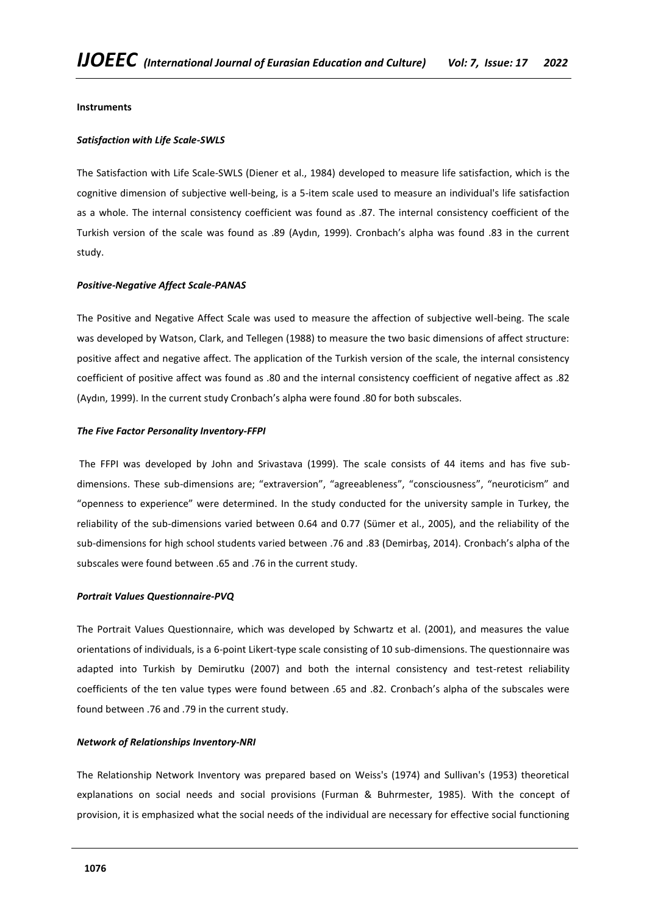**Instruments**

***Satisfaction with Life Scale-SWLS***

The Satisfaction with Life Scale-SWLS (Diener et al., 1984) developed to measure life satisfaction, which is the cognitive dimension of subjective well-being, is a 5-item scale used to measure an individual's life satisfaction as a whole. The internal consistency coefficient was found as .87. The internal consistency coefficient of the Turkish version of the scale was found as .89 (Aydın, 1999). Cronbach's alpha was found .83 in the current study.

***Positive-Negative Affect Scale-PANAS***

The Positive and Negative Affect Scale was used to measure the affection of subjective well-being. The scale was developed by Watson, Clark, and Tellegen (1988) to measure the two basic dimensions of affect structure: positive affect and negative affect. The application of the Turkish version of the scale, the internal consistency coefficient of positive affect was found as .80 and the internal consistency coefficient of negative affect as .82 (Aydın, 1999). In the current study Cronbach's alpha were found .80 for both subscales.

***The Five Factor Personality Inventory-FFPI***

The FFPI was developed by John and Srivastava (1999). The scale consists of 44 items and has five sub-dimensions. These sub-dimensions are; "extraversion", "agreeableness", "consciousness", "neuroticism" and "openness to experience" were determined. In the study conducted for the university sample in Turkey, the reliability of the sub-dimensions varied between 0.64 and 0.77 (Sümer et al., 2005), and the reliability of the sub-dimensions for high school students varied between .76 and .83 (Demirbaş, 2014). Cronbach's alpha of the subscales were found between .65 and .76 in the current study.

***Portrait Values Questionnaire-PVQ***

The Portrait Values Questionnaire, which was developed by Schwartz et al. (2001), and measures the value orientations of individuals, is a 6-point Likert-type scale consisting of 10 sub-dimensions. The questionnaire was adapted into Turkish by Demirutku (2007) and both the internal consistency and test-retest reliability coefficients of the ten value types were found between .65 and .82. Cronbach's alpha of the subscales were found between .76 and .79 in the current study.

***Network of Relationships Inventory-NRI***

The Relationship Network Inventory was prepared based on Weiss's (1974) and Sullivan's (1953) theoretical explanations on social needs and social provisions (Furman & Buhrmester, 1985). With the concept of provision, it is emphasized what the social needs of the individual are necessary for effective social functioning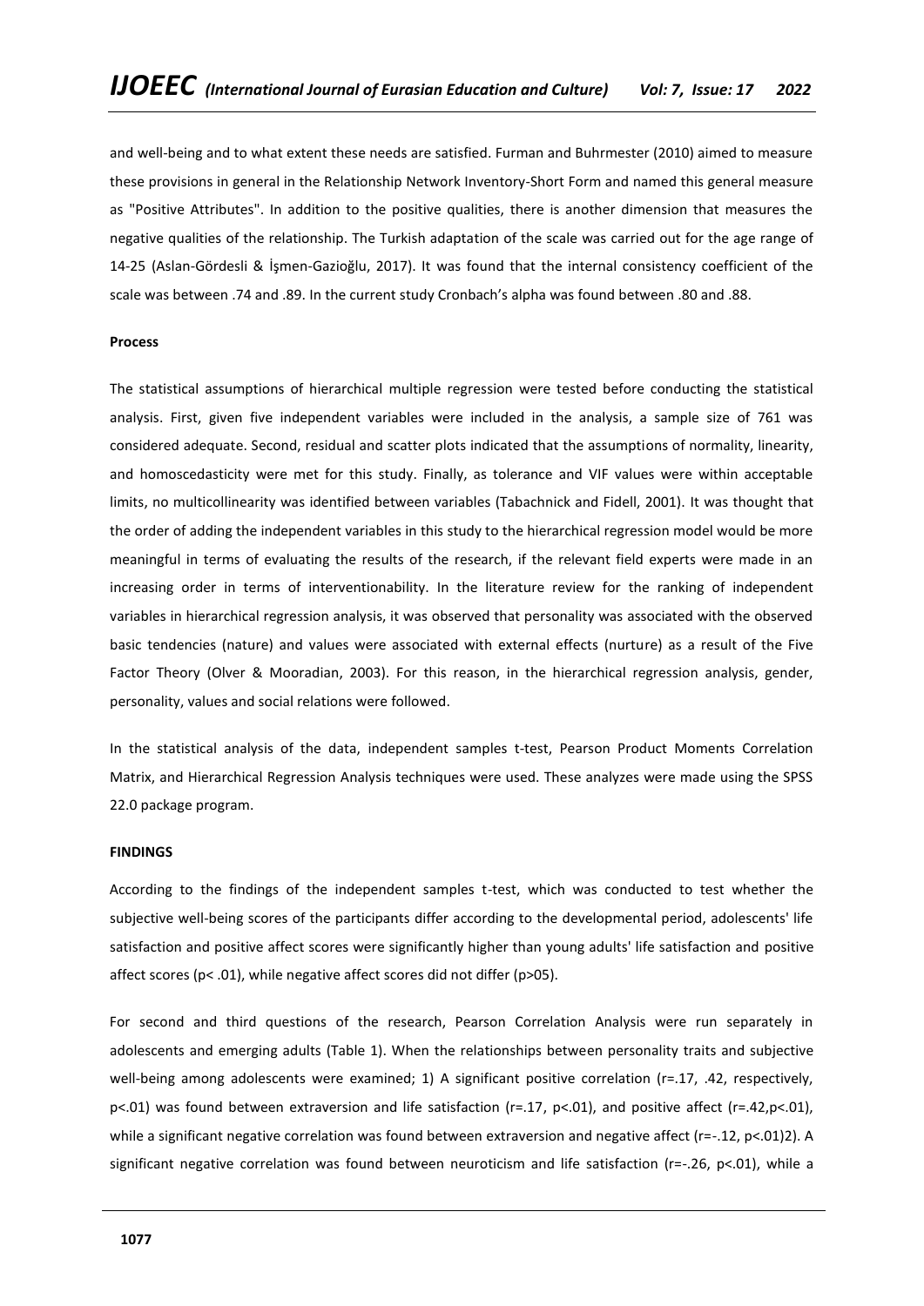and well-being and to what extent these needs are satisfied. Furman and Buhrmester (2010) aimed to measure these provisions in general in the Relationship Network Inventory-Short Form and named this general measure as "Positive Attributes". In addition to the positive qualities, there is another dimension that measures the negative qualities of the relationship. The Turkish adaptation of the scale was carried out for the age range of 14-25 (Aslan-Gördesli & İşmen-Gazioğlu, 2017). It was found that the internal consistency coefficient of the scale was between .74 and .89. In the current study Cronbach's alpha was found between .80 and .88.

**Process**

The statistical assumptions of hierarchical multiple regression were tested before conducting the statistical analysis. First, given five independent variables were included in the analysis, a sample size of 761 was considered adequate. Second, residual and scatter plots indicated that the assumptions of normality, linearity, and homoscedasticity were met for this study. Finally, as tolerance and VIF values were within acceptable limits, no multicollinearity was identified between variables (Tabachnick and Fidell, 2001). It was thought that the order of adding the independent variables in this study to the hierarchical regression model would be more meaningful in terms of evaluating the results of the research, if the relevant field experts were made in an increasing order in terms of interventionability. In the literature review for the ranking of independent variables in hierarchical regression analysis, it was observed that personality was associated with the observed basic tendencies (nature) and values were associated with external effects (nurture) as a result of the Five Factor Theory (Olver & Mooradian, 2003). For this reason, in the hierarchical regression analysis, gender, personality, values and social relations were followed.

In the statistical analysis of the data, independent samples t-test, Pearson Product Moments Correlation Matrix, and Hierarchical Regression Analysis techniques were used. These analyzes were made using the SPSS 22.0 package program.

**FINDINGS**

According to the findings of the independent samples t-test, which was conducted to test whether the subjective well-being scores of the participants differ according to the developmental period, adolescents' life satisfaction and positive affect scores were significantly higher than young adults' life satisfaction and positive affect scores ($p< .01$), while negative affect scores did not differ ($p>05$).

For second and third questions of the research, Pearson Correlation Analysis were run separately in adolescents and emerging adults (Table 1). When the relationships between personality traits and subjective well-being among adolescents were examined; 1) A significant positive correlation ($r=.17$, $.42$, respectively, $p<.01$) was found between extraversion and life satisfaction ($r=.17$, $p<.01$), and positive affect ($r=.42, p<.01$), while a significant negative correlation was found between extraversion and negative affect ($r=-.12$, $p<.01$)2). A significant negative correlation was found between neuroticism and life satisfaction ($r=-.26$, $p<.01$), while a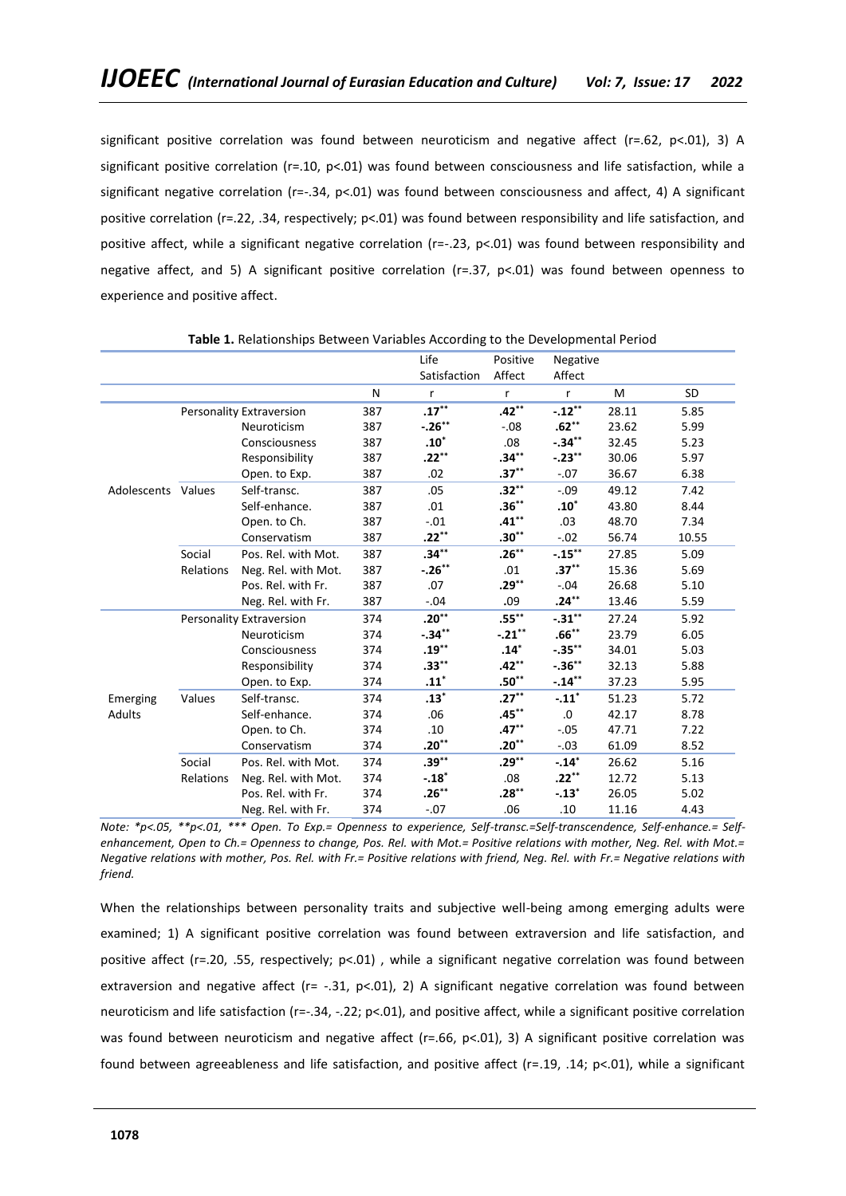significant positive correlation was found between neuroticism and negative affect (r=.62, p<.01), 3) A significant positive correlation (r=.10, p<.01) was found between consciousness and life satisfaction, while a significant negative correlation (r=-.34, p<.01) was found between consciousness and affect, 4) A significant positive correlation (r=.22, .34, respectively; p<.01) was found between responsibility and life satisfaction, and positive affect, while a significant negative correlation (r=-.23, p<.01) was found between responsibility and negative affect, and 5) A significant positive correlation (r=.37, p<.01) was found between openness to experience and positive affect.

**Table 1.** Relationships Between Variables According to the Developmental Period

| | | | | Life Satisfaction | Positive Affect | Negative Affect | | |
|---|---|---|---|---|---|---|---|---|
| | | | N | r | r | r | M | SD |
| Adolescents | Personality | Extraversion | 387 | **.17**** | **.42**** | **-.12**** | 28.11 | 5.85 |
| | | Neuroticism | 387 | **-.26**** | -.08 | **.62**** | 23.62 | 5.99 |
| | | Consciousness | 387 | **.10*** | .08 | **-.34**** | 32.45 | 5.23 |
| | | Responsibility | 387 | **.22**** | **.34**** | **-.23**** | 30.06 | 5.97 |
| | | Open. to Exp. | 387 | .02 | **.37**** | -.07 | 36.67 | 6.38 |
| | Values | Self-transc. | 387 | .05 | **.32**** | -.09 | 49.12 | 7.42 |
| | | Self-enhance. | 387 | .01 | **.36**** | **.10*** | 43.80 | 8.44 |
| | | Open. to Ch. | 387 | -.01 | **.41**** | .03 | 48.70 | 7.34 |
| | | Conservatism | 387 | **.22**** | **.30**** | -.02 | 56.74 | 10.55 |
| | Social Relations | Pos. Rel. with Mot. | 387 | **.34**** | **.26**** | **-.15**** | 27.85 | 5.09 |
| | | Neg. Rel. with Mot. | 387 | **-.26**** | .01 | **.37**** | 15.36 | 5.69 |
| | | Pos. Rel. with Fr. | 387 | .07 | **.29**** | -.04 | 26.68 | 5.10 |
| | | Neg. Rel. with Fr. | 387 | -.04 | .09 | **.24**** | 13.46 | 5.59 |
| Emerging Adults | Personality | Extraversion | 374 | **.20**** | **.55**** | **-.31**** | 27.24 | 5.92 |
| | | Neuroticism | 374 | **-.34**** | **-.21**** | **.66**** | 23.79 | 6.05 |
| | | Consciousness | 374 | **.19**** | **.14*** | **-.35**** | 34.01 | 5.03 |
| | | Responsibility | 374 | **.33**** | **.42**** | **-.36**** | 32.13 | 5.88 |
| | | Open. to Exp. | 374 | **.11*** | **.50**** | **-.14**** | 37.23 | 5.95 |
| | Values | Self-transc. | 374 | **.13*** | **.27**** | **-.11*** | 51.23 | 5.72 |
| | | Self-enhance. | 374 | .06 | **.45**** | .0 | 42.17 | 8.78 |
| | | Open. to Ch. | 374 | .10 | **.47**** | -.05 | 47.71 | 7.22 |
| | | Conservatism | 374 | **.20**** | **.20**** | -.03 | 61.09 | 8.52 |
| | Social Relations | Pos. Rel. with Mot. | 374 | **.39**** | **.29**** | **-.14*** | 26.62 | 5.16 |
| | | Neg. Rel. with Mot. | 374 | **-.18*** | .08 | **.22**** | 12.72 | 5.13 |
| | | Pos. Rel. with Fr. | 374 | **.26**** | **.28**** | **-.13*** | 26.05 | 5.02 |
| | | Neg. Rel. with Fr. | 374 | -.07 | .06 | .10 | 11.16 | 4.43 |

*Note: *p<.05, **p<.01, *** Open. To Exp.= Openness to experience, Self-transc.=Self-transcendence, Self-enhance.= Self-enhancement, Open to Ch.= Openness to change, Pos. Rel. with Mot.= Positive relations with mother, Neg. Rel. with Mot.= Negative relations with mother, Pos. Rel. with Fr.= Positive relations with friend, Neg. Rel. with Fr.= Negative relations with friend.*

When the relationships between personality traits and subjective well-being among emerging adults were examined; 1) A significant positive correlation was found between extraversion and life satisfaction, and positive affect (r=.20, .55, respectively; p<.01) , while a significant negative correlation was found between extraversion and negative affect (r= -.31, p<.01), 2) A significant negative correlation was found between neuroticism and life satisfaction (r=-.34, -.22; p<.01), and positive affect, while a significant positive correlation was found between neuroticism and negative affect (r=.66, p<.01), 3) A significant positive correlation was found between agreeableness and life satisfaction, and positive affect (r=.19, .14; p<.01), while a significant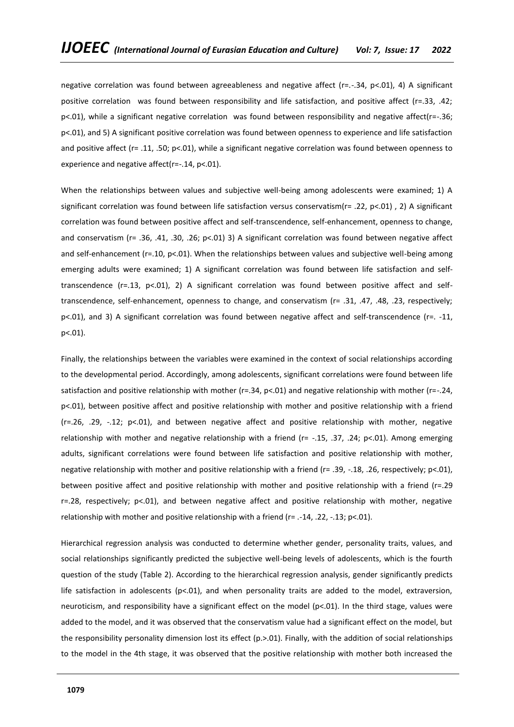negative correlation was found between agreeableness and negative affect ($r=.-.34$, $p<.01$), 4) A significant positive correlation was found between responsibility and life satisfaction, and positive affect ($r=.33$, $.42$; $p<.01$), while a significant negative correlation was found between responsibility and negative affect($r=-.36$; $p<.01$), and 5) A significant positive correlation was found between openness to experience and life satisfaction and positive affect ($r= .11$, $.50$; $p<.01$), while a significant negative correlation was found between openness to experience and negative affect($r=-.14$, $p<.01$).

When the relationships between values and subjective well-being among adolescents were examined; 1) A significant correlation was found between life satisfaction versus conservatism($r= .22$, $p<.01$) , 2) A significant correlation was found between positive affect and self-transcendence, self-enhancement, openness to change, and conservatism ($r= .36$, $.41$, $.30$, $.26$; $p<.01$) 3) A significant correlation was found between negative affect and self-enhancement ($r=.10$, $p<.01$). When the relationships between values and subjective well-being among emerging adults were examined; 1) A significant correlation was found between life satisfaction and self-transcendence ($r=.13$, $p<.01$), 2) A significant correlation was found between positive affect and self-transcendence, self-enhancement, openness to change, and conservatism ($r= .31$, $.47$, $.48$, $.23$, respectively; $p<.01$), and 3) A significant correlation was found between negative affect and self-transcendence ($r=. -11$, $p<.01$).

Finally, the relationships between the variables were examined in the context of social relationships according to the developmental period. Accordingly, among adolescents, significant correlations were found between life satisfaction and positive relationship with mother ($r=.34$, $p<.01$) and negative relationship with mother ($r=-.24$, $p<.01$), between positive affect and positive relationship with mother and positive relationship with a friend ($r=.26$, $.29$, $-.12$; $p<.01$), and between negative affect and positive relationship with mother, negative relationship with mother and negative relationship with a friend ($r= -.15$, $.37$, $.24$; $p<.01$). Among emerging adults, significant correlations were found between life satisfaction and positive relationship with mother, negative relationship with mother and positive relationship with a friend ($r= .39$, $-.18$, $.26$, respectively; $p<.01$), between positive affect and positive relationship with mother and positive relationship with a friend ($r=.29$ $r=.28$, respectively; $p<.01$), and between negative affect and positive relationship with mother, negative relationship with mother and positive relationship with a friend ($r= .-14$, $.22$, $-.13$; $p<.01$).

Hierarchical regression analysis was conducted to determine whether gender, personality traits, values, and social relationships significantly predicted the subjective well-being levels of adolescents, which is the fourth question of the study (Table 2). According to the hierarchical regression analysis, gender significantly predicts life satisfaction in adolescents ($p<.01$), and when personality traits are added to the model, extraversion, neuroticism, and responsibility have a significant effect on the model ($p<.01$). In the third stage, values were added to the model, and it was observed that the conservatism value had a significant effect on the model, but the responsibility personality dimension lost its effect ($p.>.01$). Finally, with the addition of social relationships to the model in the 4th stage, it was observed that the positive relationship with mother both increased the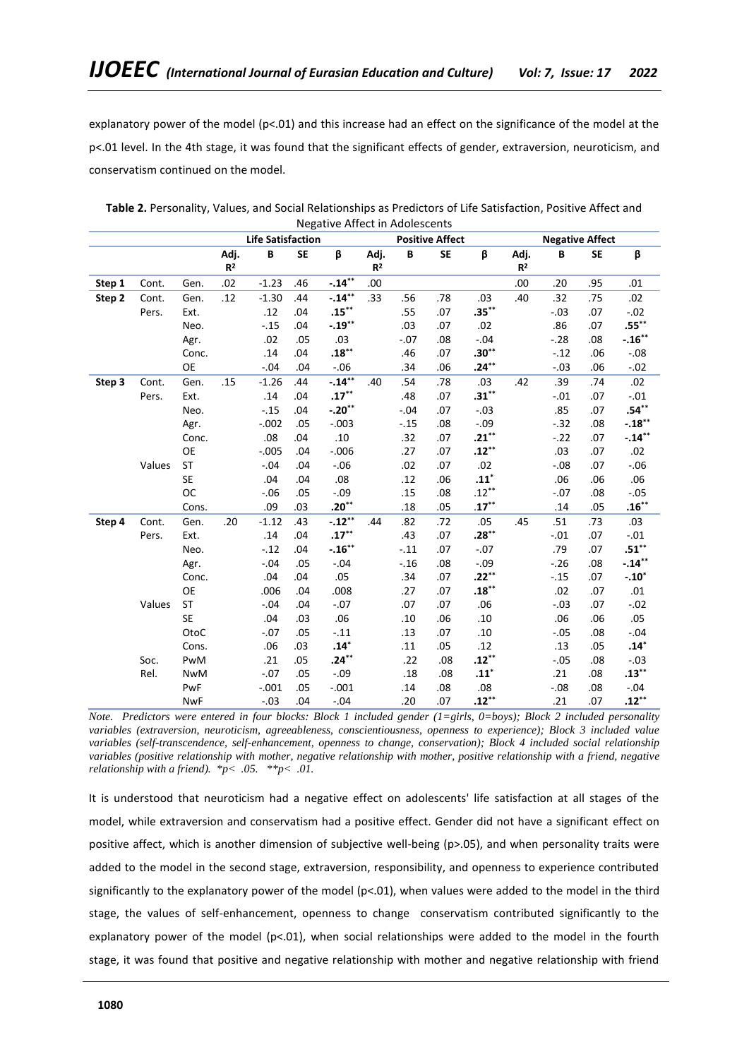explanatory power of the model (p<.01) and this increase had an effect on the significance of the model at the p<.01 level. In the 4th stage, it was found that the significant effects of gender, extraversion, neuroticism, and conservatism continued on the model.

**Table 2.** Personality, Values, and Social Relationships as Predictors of Life Satisfaction, Positive Affect and Negative Affect in Adolescents

| | | | Life Satisfaction | | | | Positive Affect | | | | Negative Affect | | | |
|---|---|---|---|---|---|---|---|---|---|---|---|---|---|---|
| | | | Adj. $R^2$ | B | SE | β | Adj. $R^2$ | B | SE | β | Adj. $R^2$ | B | SE | β |
| Step 1 | Cont. | Gen. | .02 | -1.23 | .46 | **-.14**** | .00 | | | | .00 | .20 | .95 | .01 |
| Step 2 | Cont. | Gen. | .12 | -1.30 | .44 | **-.14**** | .33 | .56 | .78 | .03 | .40 | .32 | .75 | .02 |
| | Pers. | Ext. | | .12 | .04 | **.15**** | | .55 | .07 | **.35**** | | -.03 | .07 | -.02 |
| | | Neo. | | -.15 | .04 | **-.19**** | | .03 | .07 | .02 | | .86 | .07 | **.55**** |
| | | Agr. | | .02 | .05 | .03 | | -.07 | .08 | -.04 | | -.28 | .08 | **-.16**** |
| | | Conc. | | .14 | .04 | **.18**** | | .46 | .07 | **.30**** | | -.12 | .06 | -.08 |
| | | OE | | -.04 | .04 | -.06 | | .34 | .06 | **.24**** | | -.03 | .06 | -.02 |
| Step 3 | Cont. | Gen. | .15 | -1.26 | .44 | **-.14**** | .40 | .54 | .78 | .03 | .42 | .39 | .74 | .02 |
| | Pers. | Ext. | | .14 | .04 | **.17**** | | .48 | .07 | **.31**** | | -.01 | .07 | -.01 |
| | | Neo. | | -.15 | .04 | **-.20**** | | -.04 | .07 | -.03 | | .85 | .07 | **.54**** |
| | | Agr. | | -.002 | .05 | -.003 | | -.15 | .08 | -.09 | | -.32 | .08 | **-.18**** |
| | | Conc. | | .08 | .04 | .10 | | .32 | .07 | **.21**** | | -.22 | .07 | **-.14**** |
| | | OE | | -.005 | .04 | -.006 | | .27 | .07 | **.12**** | | .03 | .07 | .02 |
| | Values | ST | | -.04 | .04 | -.06 | | .02 | .07 | .02 | | -.08 | .07 | -.06 |
| | | SE | | .04 | .04 | .08 | | .12 | .06 | **.11*** | | .06 | .06 | .06 |
| | | OC | | -.06 | .05 | -.09 | | .15 | .08 | .12** | | -.07 | .08 | -.05 |
| | | Cons. | | .09 | .03 | **.20**** | | .18 | .05 | **.17**** | | .14 | .05 | **.16**** |
| Step 4 | Cont. | Gen. | .20 | -1.12 | .43 | **-.12**** | .44 | .82 | .72 | .05 | .45 | .51 | .73 | .03 |
| | Pers. | Ext. | | .14 | .04 | **.17**** | | .43 | .07 | **.28**** | | -.01 | .07 | -.01 |
| | | Neo. | | -.12 | .04 | **-.16**** | | -.11 | .07 | -.07 | | .79 | .07 | **.51**** |
| | | Agr. | | -.04 | .05 | -.04 | | -.16 | .08 | -.09 | | -.26 | .08 | **-.14**** |
| | | Conc. | | .04 | .04 | .05 | | .34 | .07 | **.22**** | | -.15 | .07 | **-.10*** |
| | | OE | | .006 | .04 | .008 | | .27 | .07 | **.18**** | | .02 | .07 | .01 |
| | Values | ST | | -.04 | .04 | -.07 | | .07 | .07 | .06 | | -.03 | .07 | -.02 |
| | | SE | | .04 | .03 | .06 | | .10 | .06 | .10 | | .06 | .06 | .05 |
| | | OtoC | | -.07 | .05 | -.11 | | .13 | .07 | .10 | | -.05 | .08 | -.04 |
| | | Cons. | | .06 | .03 | **.14*** | | .11 | .05 | .12 | | .13 | .05 | **.14*** |
| | Soc. Rel. | PwM | | .21 | .05 | **.24**** | | .22 | .08 | **.12**** | | -.05 | .08 | -.03 |
| | | NwM | | -.07 | .05 | -.09 | | .18 | .08 | **.11*** | | .21 | .08 | **.13**** |
| | | PwF | | -.001 | .05 | -.001 | | .14 | .08 | .08 | | -.08 | .08 | -.04 |
| | | NwF | | -.03 | .04 | -.04 | | .20 | .07 | **.12**** | | .21 | .07 | **.12**** |

*Note. Predictors were entered in four blocks: Block 1 included gender (1=girls, 0=boys); Block 2 included personality variables (extraversion, neuroticism, agreeableness, conscientiousness, openness to experience); Block 3 included value variables (self-transcendence, self-enhancement, openness to change, conservation); Block 4 included social relationship variables (positive relationship with mother, negative relationship with mother, positive relationship with a friend, negative relationship with a friend). *p< .05. **p< .01.*

It is understood that neuroticism had a negative effect on adolescents' life satisfaction at all stages of the model, while extraversion and conservatism had a positive effect. Gender did not have a significant effect on positive affect, which is another dimension of subjective well-being (p>.05), and when personality traits were added to the model in the second stage, extraversion, responsibility, and openness to experience contributed significantly to the explanatory power of the model (p<.01), when values were added to the model in the third stage, the values of self-enhancement, openness to change conservatism contributed significantly to the explanatory power of the model (p<.01), when social relationships were added to the model in the fourth stage, it was found that positive and negative relationship with mother and negative relationship with friend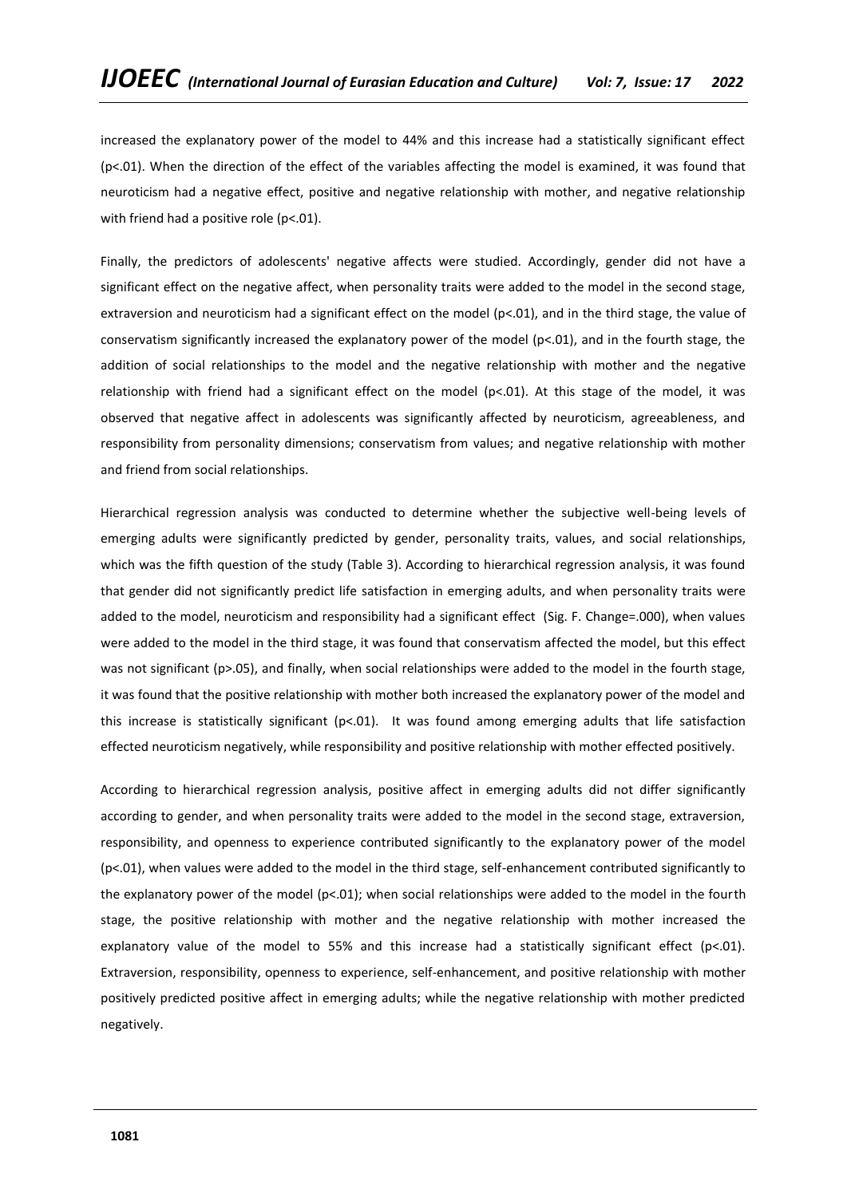increased the explanatory power of the model to 44% and this increase had a statistically significant effect ($p<.01$). When the direction of the effect of the variables affecting the model is examined, it was found that neuroticism had a negative effect, positive and negative relationship with mother, and negative relationship with friend had a positive role ($p<.01$).

Finally, the predictors of adolescents' negative affects were studied. Accordingly, gender did not have a significant effect on the negative affect, when personality traits were added to the model in the second stage, extraversion and neuroticism had a significant effect on the model ($p<.01$), and in the third stage, the value of conservatism significantly increased the explanatory power of the model ($p<.01$), and in the fourth stage, the addition of social relationships to the model and the negative relationship with mother and the negative relationship with friend had a significant effect on the model ($p<.01$). At this stage of the model, it was observed that negative affect in adolescents was significantly affected by neuroticism, agreeableness, and responsibility from personality dimensions; conservatism from values; and negative relationship with mother and friend from social relationships.

Hierarchical regression analysis was conducted to determine whether the subjective well-being levels of emerging adults were significantly predicted by gender, personality traits, values, and social relationships, which was the fifth question of the study (Table 3). According to hierarchical regression analysis, it was found that gender did not significantly predict life satisfaction in emerging adults, and when personality traits were added to the model, neuroticism and responsibility had a significant effect (Sig. F. Change=.000), when values were added to the model in the third stage, it was found that conservatism affected the model, but this effect was not significant ($p>.05$), and finally, when social relationships were added to the model in the fourth stage, it was found that the positive relationship with mother both increased the explanatory power of the model and this increase is statistically significant ($p<.01$). It was found among emerging adults that life satisfaction effected neuroticism negatively, while responsibility and positive relationship with mother effected positively.

According to hierarchical regression analysis, positive affect in emerging adults did not differ significantly according to gender, and when personality traits were added to the model in the second stage, extraversion, responsibility, and openness to experience contributed significantly to the explanatory power of the model ($p<.01$), when values were added to the model in the third stage, self-enhancement contributed significantly to the explanatory power of the model ($p<.01$); when social relationships were added to the model in the fourth stage, the positive relationship with mother and the negative relationship with mother increased the explanatory value of the model to 55% and this increase had a statistically significant effect ($p<.01$). Extraversion, responsibility, openness to experience, self-enhancement, and positive relationship with mother positively predicted positive affect in emerging adults; while the negative relationship with mother predicted negatively.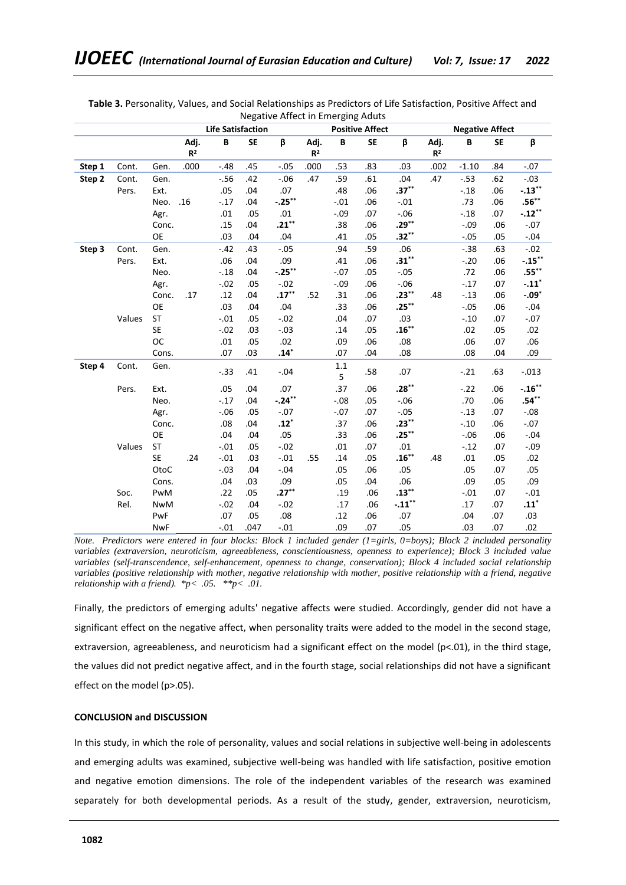**Table 3.** Personality, Values, and Social Relationships as Predictors of Life Satisfaction, Positive Affect and Negative Affect in Emerging Aduts

| | | | Life Satisfaction | | | | Positive Affect | | | | Negative Affect | | | |
|---|---|---|---|---|---|---|---|---|---|---|---|---|---|---|
| | | | Adj. $R^2$ | B | SE | β | Adj. $R^2$ | B | SE | β | Adj. $R^2$ | B | SE | β |
| **Step 1** | Cont. | Gen. | .000 | -.48 | .45 | -.05 | .000 | .53 | .83 | .03 | .002 | -1.10 | .84 | -.07 |
| **Step 2** | Cont. | Gen. | | -.56 | .42 | -.06 | .47 | .59 | .61 | .04 | .47 | -.53 | .62 | -.03 |
| | Pers. | Ext. | | .05 | .04 | .07 | | .48 | .06 | **.37**** | | -.18 | .06 | **-.13**** |
| | | Neo. | .16 | -.17 | .04 | **-.25**** | | -.01 | .06 | -.01 | | .73 | .06 | **.56**** |
| | | Agr. | | .01 | .05 | .01 | | -.09 | .07 | -.06 | | -.18 | .07 | **-.12**** |
| | | Conc. | | .15 | .04 | **.21**** | | .38 | .06 | **.29**** | | -.09 | .06 | -.07 |
| | | OE | | .03 | .04 | .04 | | .41 | .05 | **.32**** | | -.05 | .05 | -.04 |
| **Step 3** | Cont. | Gen. | | -.42 | .43 | -.05 | | .94 | .59 | .06 | | -.38 | .63 | -.02 |
| | Pers. | Ext. | | .06 | .04 | .09 | | .41 | .06 | **.31**** | | -.20 | .06 | **-.15**** |
| | | Neo. | | -.18 | .04 | **-.25**** | | -.07 | .05 | -.05 | | .72 | .06 | **.55**** |
| | | Agr. | | -.02 | .05 | -.02 | | -.09 | .06 | -.06 | | -.17 | .07 | **-.11*** |
| | | Conc. | .17 | .12 | .04 | **.17**** | .52 | .31 | .06 | **.23**** | .48 | -.13 | .06 | **-.09*** |
| | | OE | | .03 | .04 | .04 | | .33 | .06 | **.25**** | | -.05 | .06 | -.04 |
| | Values | ST | | -.01 | .05 | -.02 | | .04 | .07 | .03 | | -.10 | .07 | -.07 |
| | | SE | | -.02 | .03 | -.03 | | .14 | .05 | **.16**** | | .02 | .05 | .02 |
| | | OC | | .01 | .05 | .02 | | .09 | .06 | .08 | | .06 | .07 | .06 |
| | | Cons. | | .07 | .03 | **.14*** | | .07 | .04 | .08 | | .08 | .04 | .09 |
| **Step 4** | Cont. | Gen. | | -.33 | .41 | -.04 | | 1.15 | .58 | .07 | | -.21 | .63 | -.013 |
| | Pers. | Ext. | | .05 | .04 | .07 | | .37 | .06 | **.28**** | | -.22 | .06 | **-.16**** |
| | | Neo. | | -.17 | .04 | **-.24**** | | -.08 | .05 | -.06 | | .70 | .06 | **.54**** |
| | | Agr. | | -.06 | .05 | -.07 | | -.07 | .07 | -.05 | | -.13 | .07 | -.08 |
| | | Conc. | | .08 | .04 | **.12*** | | .37 | .06 | **.23**** | | -.10 | .06 | -.07 |
| | | OE | | .04 | .04 | .05 | | .33 | .06 | **.25**** | | -.06 | .06 | -.04 |
| | Values | ST | | -.01 | .05 | -.02 | | .01 | .07 | .01 | | -.12 | .07 | -.09 |
| | | SE | .24 | -.01 | .03 | -.01 | .55 | .14 | .05 | **.16**** | .48 | .01 | .05 | .02 |
| | | OtoC | | -.03 | .04 | -.04 | | .05 | .06 | .05 | | .05 | .07 | .05 |
| | | Cons. | | .04 | .03 | .09 | | .05 | .04 | .06 | | .09 | .05 | .09 |
| | Soc. Rel. | PwM | | .22 | .05 | **.27**** | | .19 | .06 | **.13**** | | -.01 | .07 | -.01 |
| | | NwM | | -.02 | .04 | -.02 | | .17 | .06 | **-.11**** | | .17 | .07 | **.11*** |
| | | PwF | | .07 | .05 | .08 | | .12 | .06 | .07 | | .04 | .07 | .03 |
| | | NwF | | -.01 | .047 | -.01 | | .09 | .07 | .05 | | .03 | .07 | .02 |

*Note. Predictors were entered in four blocks: Block 1 included gender (1=girls, 0=boys); Block 2 included personality variables (extraversion, neuroticism, agreeableness, conscientiousness, openness to experience); Block 3 included value variables (self-transcendence, self-enhancement, openness to change, conservation); Block 4 included social relationship variables (positive relationship with mother, negative relationship with mother, positive relationship with a friend, negative relationship with a friend). *p< .05. **p< .01.*

Finally, the predictors of emerging adults' negative affects were studied. Accordingly, gender did not have a significant effect on the negative affect, when personality traits were added to the model in the second stage, extraversion, agreeableness, and neuroticism had a significant effect on the model ($p<.01$), in the third stage, the values did not predict negative affect, and in the fourth stage, social relationships did not have a significant effect on the model ($p>.05$).

**CONCLUSION and DISCUSSION**

In this study, in which the role of personality, values and social relations in subjective well-being in adolescents and emerging adults was examined, subjective well-being was handled with life satisfaction, positive emotion and negative emotion dimensions. The role of the independent variables of the research was examined separately for both developmental periods. As a result of the study, gender, extraversion, neuroticism,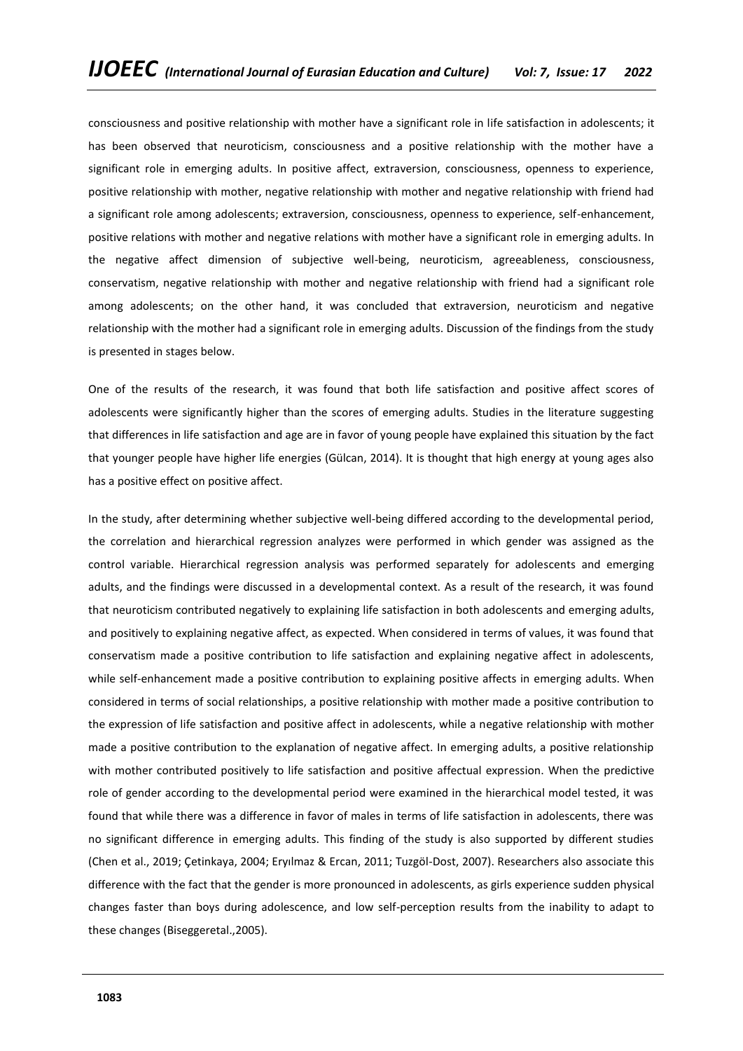consciousness and positive relationship with mother have a significant role in life satisfaction in adolescents; it has been observed that neuroticism, consciousness and a positive relationship with the mother have a significant role in emerging adults. In positive affect, extraversion, consciousness, openness to experience, positive relationship with mother, negative relationship with mother and negative relationship with friend had a significant role among adolescents; extraversion, consciousness, openness to experience, self-enhancement, positive relations with mother and negative relations with mother have a significant role in emerging adults. In the negative affect dimension of subjective well-being, neuroticism, agreeableness, consciousness, conservatism, negative relationship with mother and negative relationship with friend had a significant role among adolescents; on the other hand, it was concluded that extraversion, neuroticism and negative relationship with the mother had a significant role in emerging adults. Discussion of the findings from the study is presented in stages below.

One of the results of the research, it was found that both life satisfaction and positive affect scores of adolescents were significantly higher than the scores of emerging adults. Studies in the literature suggesting that differences in life satisfaction and age are in favor of young people have explained this situation by the fact that younger people have higher life energies (Gülcan, 2014). It is thought that high energy at young ages also has a positive effect on positive affect.

In the study, after determining whether subjective well-being differed according to the developmental period, the correlation and hierarchical regression analyzes were performed in which gender was assigned as the control variable. Hierarchical regression analysis was performed separately for adolescents and emerging adults, and the findings were discussed in a developmental context. As a result of the research, it was found that neuroticism contributed negatively to explaining life satisfaction in both adolescents and emerging adults, and positively to explaining negative affect, as expected. When considered in terms of values, it was found that conservatism made a positive contribution to life satisfaction and explaining negative affect in adolescents, while self-enhancement made a positive contribution to explaining positive affects in emerging adults. When considered in terms of social relationships, a positive relationship with mother made a positive contribution to the expression of life satisfaction and positive affect in adolescents, while a negative relationship with mother made a positive contribution to the explanation of negative affect. In emerging adults, a positive relationship with mother contributed positively to life satisfaction and positive affectual expression. When the predictive role of gender according to the developmental period were examined in the hierarchical model tested, it was found that while there was a difference in favor of males in terms of life satisfaction in adolescents, there was no significant difference in emerging adults. This finding of the study is also supported by different studies (Chen et al., 2019; Çetinkaya, 2004; Eryılmaz & Ercan, 2011; Tuzgöl-Dost, 2007). Researchers also associate this difference with the fact that the gender is more pronounced in adolescents, as girls experience sudden physical changes faster than boys during adolescence, and low self-perception results from the inability to adapt to these changes (Biseggeretal.,2005).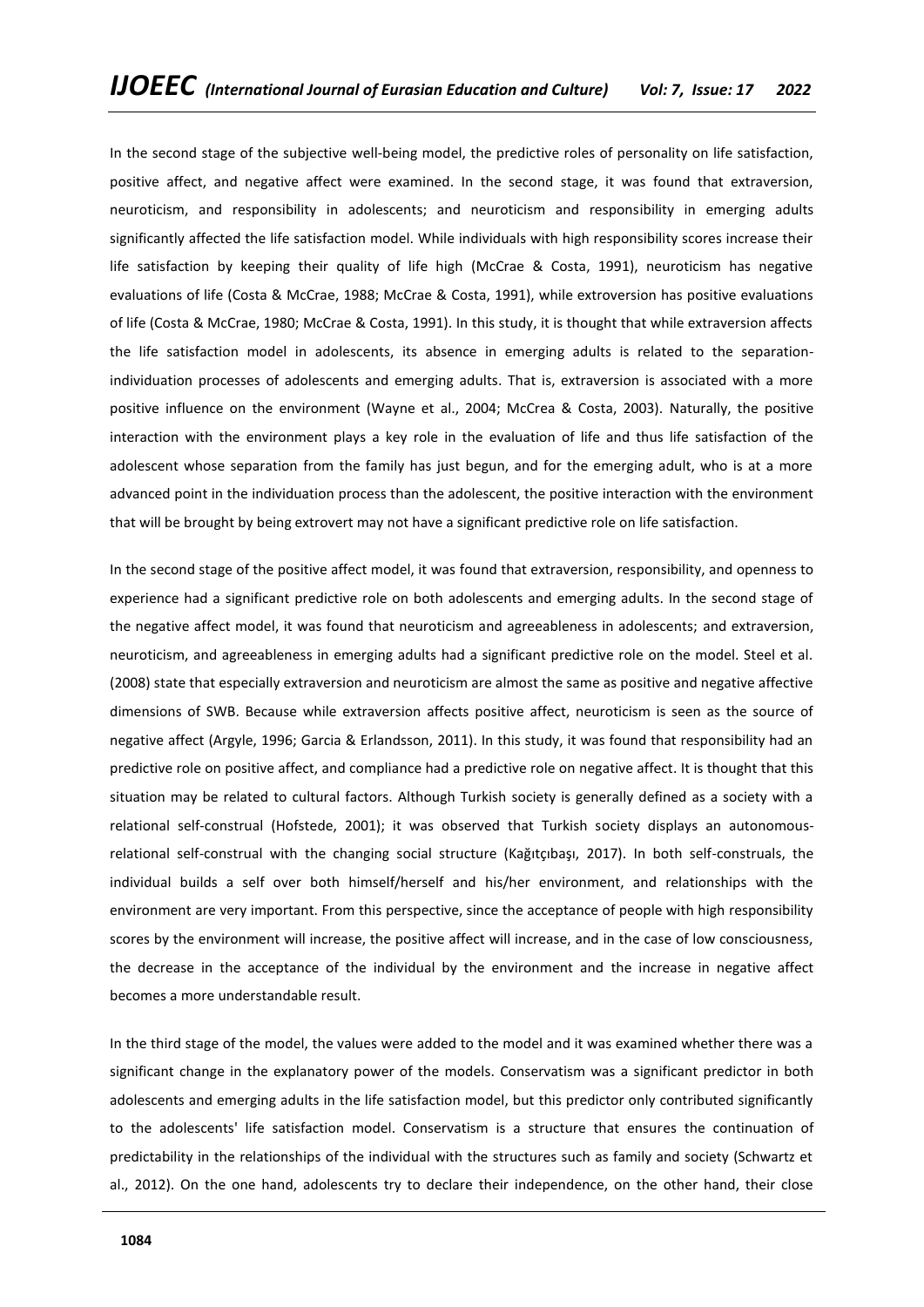In the second stage of the subjective well-being model, the predictive roles of personality on life satisfaction, positive affect, and negative affect were examined. In the second stage, it was found that extraversion, neuroticism, and responsibility in adolescents; and neuroticism and responsibility in emerging adults significantly affected the life satisfaction model. While individuals with high responsibility scores increase their life satisfaction by keeping their quality of life high (McCrae & Costa, 1991), neuroticism has negative evaluations of life (Costa & McCrae, 1988; McCrae & Costa, 1991), while extroversion has positive evaluations of life (Costa & McCrae, 1980; McCrae & Costa, 1991). In this study, it is thought that while extraversion affects the life satisfaction model in adolescents, its absence in emerging adults is related to the separation-individuation processes of adolescents and emerging adults. That is, extraversion is associated with a more positive influence on the environment (Wayne et al., 2004; McCrea & Costa, 2003). Naturally, the positive interaction with the environment plays a key role in the evaluation of life and thus life satisfaction of the adolescent whose separation from the family has just begun, and for the emerging adult, who is at a more advanced point in the individuation process than the adolescent, the positive interaction with the environment that will be brought by being extrovert may not have a significant predictive role on life satisfaction.

In the second stage of the positive affect model, it was found that extraversion, responsibility, and openness to experience had a significant predictive role on both adolescents and emerging adults. In the second stage of the negative affect model, it was found that neuroticism and agreeableness in adolescents; and extraversion, neuroticism, and agreeableness in emerging adults had a significant predictive role on the model. Steel et al. (2008) state that especially extraversion and neuroticism are almost the same as positive and negative affective dimensions of SWB. Because while extraversion affects positive affect, neuroticism is seen as the source of negative affect (Argyle, 1996; Garcia & Erlandsson, 2011). In this study, it was found that responsibility had an predictive role on positive affect, and compliance had a predictive role on negative affect. It is thought that this situation may be related to cultural factors. Although Turkish society is generally defined as a society with a relational self-construal (Hofstede, 2001); it was observed that Turkish society displays an autonomous-relational self-construal with the changing social structure (Kağıtçıbaşı, 2017). In both self-construals, the individual builds a self over both himself/herself and his/her environment, and relationships with the environment are very important. From this perspective, since the acceptance of people with high responsibility scores by the environment will increase, the positive affect will increase, and in the case of low consciousness, the decrease in the acceptance of the individual by the environment and the increase in negative affect becomes a more understandable result.

In the third stage of the model, the values were added to the model and it was examined whether there was a significant change in the explanatory power of the models. Conservatism was a significant predictor in both adolescents and emerging adults in the life satisfaction model, but this predictor only contributed significantly to the adolescents' life satisfaction model. Conservatism is a structure that ensures the continuation of predictability in the relationships of the individual with the structures such as family and society (Schwartz et al., 2012). On the one hand, adolescents try to declare their independence, on the other hand, their close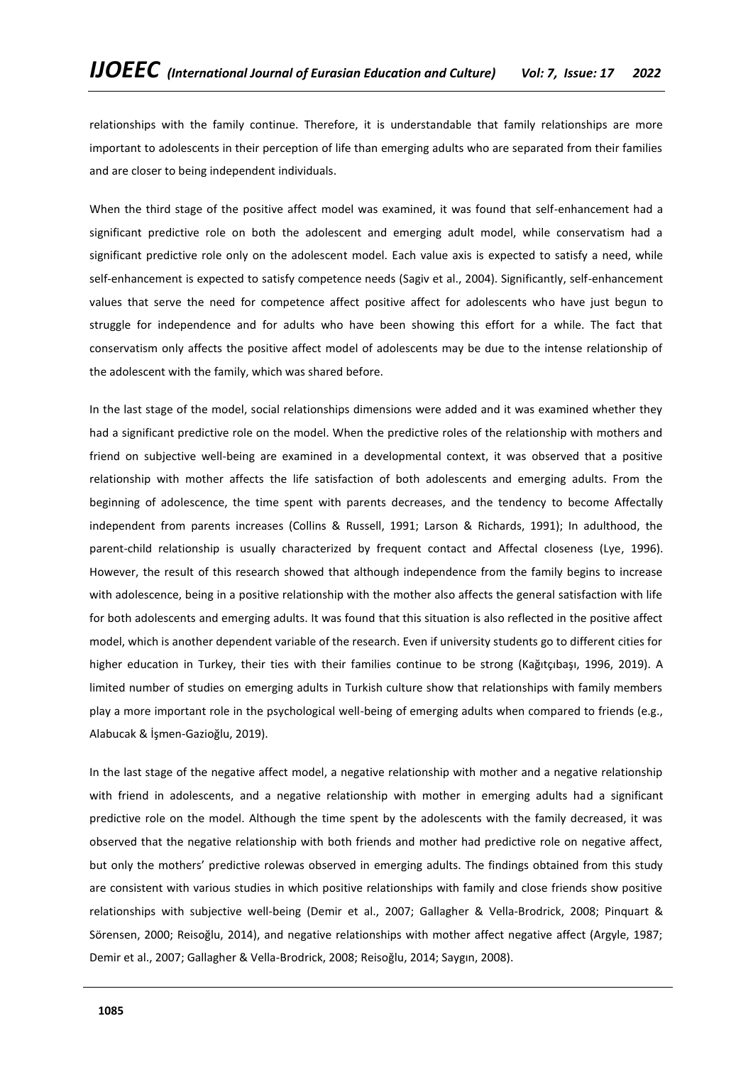relationships with the family continue. Therefore, it is understandable that family relationships are more important to adolescents in their perception of life than emerging adults who are separated from their families and are closer to being independent individuals.

When the third stage of the positive affect model was examined, it was found that self-enhancement had a significant predictive role on both the adolescent and emerging adult model, while conservatism had a significant predictive role only on the adolescent model. Each value axis is expected to satisfy a need, while self-enhancement is expected to satisfy competence needs (Sagiv et al., 2004). Significantly, self-enhancement values that serve the need for competence affect positive affect for adolescents who have just begun to struggle for independence and for adults who have been showing this effort for a while. The fact that conservatism only affects the positive affect model of adolescents may be due to the intense relationship of the adolescent with the family, which was shared before.

In the last stage of the model, social relationships dimensions were added and it was examined whether they had a significant predictive role on the model. When the predictive roles of the relationship with mothers and friend on subjective well-being are examined in a developmental context, it was observed that a positive relationship with mother affects the life satisfaction of both adolescents and emerging adults. From the beginning of adolescence, the time spent with parents decreases, and the tendency to become Affectally independent from parents increases (Collins & Russell, 1991; Larson & Richards, 1991); In adulthood, the parent-child relationship is usually characterized by frequent contact and Affectal closeness (Lye, 1996). However, the result of this research showed that although independence from the family begins to increase with adolescence, being in a positive relationship with the mother also affects the general satisfaction with life for both adolescents and emerging adults. It was found that this situation is also reflected in the positive affect model, which is another dependent variable of the research. Even if university students go to different cities for higher education in Turkey, their ties with their families continue to be strong (Kağıtçıbaşı, 1996, 2019). A limited number of studies on emerging adults in Turkish culture show that relationships with family members play a more important role in the psychological well-being of emerging adults when compared to friends (e.g., Alabucak & İşmen-Gazioğlu, 2019).

In the last stage of the negative affect model, a negative relationship with mother and a negative relationship with friend in adolescents, and a negative relationship with mother in emerging adults had a significant predictive role on the model. Although the time spent by the adolescents with the family decreased, it was observed that the negative relationship with both friends and mother had predictive role on negative affect, but only the mothers' predictive rolewas observed in emerging adults. The findings obtained from this study are consistent with various studies in which positive relationships with family and close friends show positive relationships with subjective well-being (Demir et al., 2007; Gallagher & Vella-Brodrick, 2008; Pinquart & Sörensen, 2000; Reisoğlu, 2014), and negative relationships with mother affect negative affect (Argyle, 1987; Demir et al., 2007; Gallagher & Vella-Brodrick, 2008; Reisoğlu, 2014; Saygın, 2008).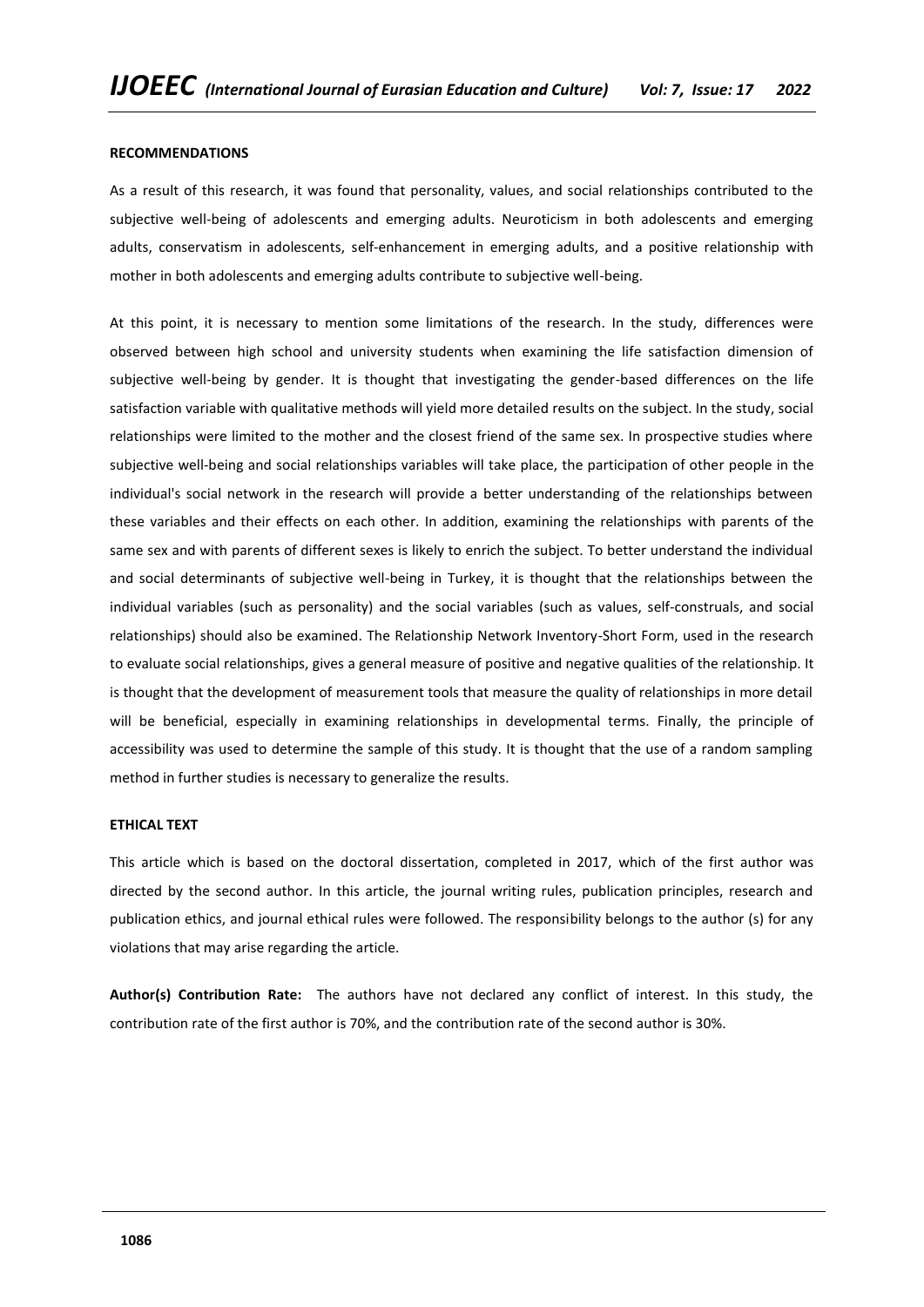**RECOMMENDATIONS**

As a result of this research, it was found that personality, values, and social relationships contributed to the subjective well-being of adolescents and emerging adults. Neuroticism in both adolescents and emerging adults, conservatism in adolescents, self-enhancement in emerging adults, and a positive relationship with mother in both adolescents and emerging adults contribute to subjective well-being.

At this point, it is necessary to mention some limitations of the research. In the study, differences were observed between high school and university students when examining the life satisfaction dimension of subjective well-being by gender. It is thought that investigating the gender-based differences on the life satisfaction variable with qualitative methods will yield more detailed results on the subject. In the study, social relationships were limited to the mother and the closest friend of the same sex. In prospective studies where subjective well-being and social relationships variables will take place, the participation of other people in the individual's social network in the research will provide a better understanding of the relationships between these variables and their effects on each other. In addition, examining the relationships with parents of the same sex and with parents of different sexes is likely to enrich the subject. To better understand the individual and social determinants of subjective well-being in Turkey, it is thought that the relationships between the individual variables (such as personality) and the social variables (such as values, self-construals, and social relationships) should also be examined. The Relationship Network Inventory-Short Form, used in the research to evaluate social relationships, gives a general measure of positive and negative qualities of the relationship. It is thought that the development of measurement tools that measure the quality of relationships in more detail will be beneficial, especially in examining relationships in developmental terms. Finally, the principle of accessibility was used to determine the sample of this study. It is thought that the use of a random sampling method in further studies is necessary to generalize the results.

**ETHICAL TEXT**

This article which is based on the doctoral dissertation, completed in 2017, which of the first author was directed by the second author. In this article, the journal writing rules, publication principles, research and publication ethics, and journal ethical rules were followed. The responsibility belongs to the author (s) for any violations that may arise regarding the article.

**Author(s) Contribution Rate:** The authors have not declared any conflict of interest. In this study, the contribution rate of the first author is 70%, and the contribution rate of the second author is 30%.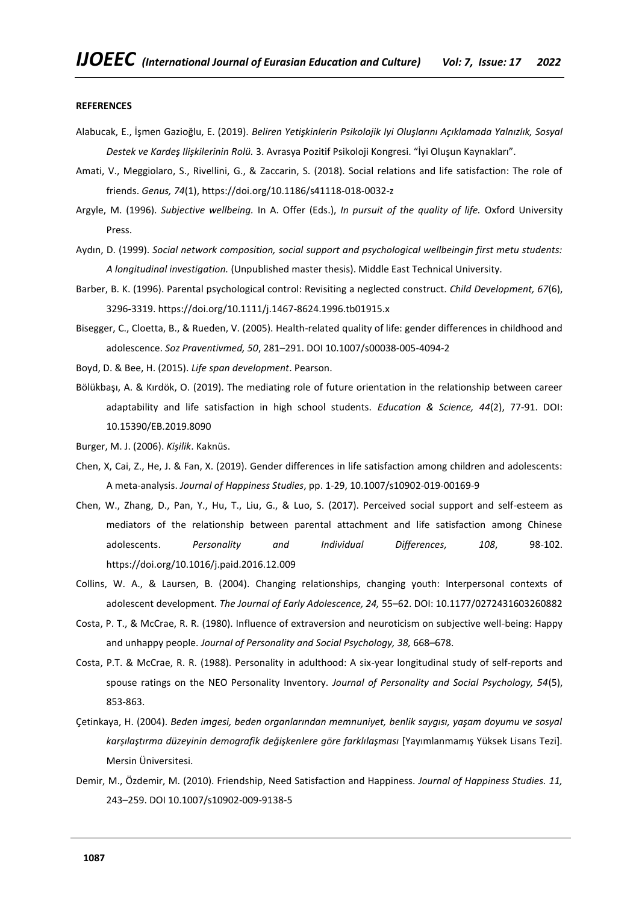**REFERENCES**

Alabucak, E., İşmen Gazioğlu, E. (2019). *Beliren Yetişkinlerin Psikolojik Iyi Oluşlarını Açıklamada Yalnızlık, Sosyal Destek ve Kardeş Ilişkilerinin Rolü.* 3. Avrasya Pozitif Psikoloji Kongresi. "İyi Oluşun Kaynakları".

Amati, V., Meggiolaro, S., Rivellini, G., & Zaccarin, S. (2018). Social relations and life satisfaction: The role of friends. *Genus, 74*(1), https://doi.org/10.1186/s41118-018-0032-z

Argyle, M. (1996). *Subjective wellbeing.* In A. Offer (Eds.), *In pursuit of the quality of life.* Oxford University Press.

Aydın, D. (1999). *Social network composition, social support and psychological wellbeingin first metu students: A longitudinal investigation.* (Unpublished master thesis). Middle East Technical University.

Barber, B. K. (1996). Parental psychological control: Revisiting a neglected construct. *Child Development, 67*(6), 3296-3319. https://doi.org/10.1111/j.1467-8624.1996.tb01915.x

Bisegger, C., Cloetta, B., & Rueden, V. (2005). Health-related quality of life: gender differences in childhood and adolescence. *Soz Praventivmed, 50*, 281–291. DOI 10.1007/s00038-005-4094-2

Boyd, D. & Bee, H. (2015). *Life span development*. Pearson.

Bölükbaşı, A. & Kırdök, O. (2019). The mediating role of future orientation in the relationship between career adaptability and life satisfaction in high school students. *Education & Science, 44*(2), 77-91. DOI: 10.15390/EB.2019.8090

Burger, M. J. (2006). *Kişilik*. Kaknüs.

Chen, X, Cai, Z., He, J. & Fan, X. (2019). Gender differences in life satisfaction among children and adolescents: A meta-analysis. *Journal of Happiness Studies*, pp. 1-29, 10.1007/s10902-019-00169-9

Chen, W., Zhang, D., Pan, Y., Hu, T., Liu, G., & Luo, S. (2017). Perceived social support and self-esteem as mediators of the relationship between parental attachment and life satisfaction among Chinese adolescents. *Personality and Individual Differences, 108*, 98-102. https://doi.org/10.1016/j.paid.2016.12.009

Collins, W. A., & Laursen, B. (2004). Changing relationships, changing youth: Interpersonal contexts of adolescent development. *The Journal of Early Adolescence, 24,* 55–62. DOI: 10.1177/0272431603260882

Costa, P. T., & McCrae, R. R. (1980). Influence of extraversion and neuroticism on subjective well-being: Happy and unhappy people. *Journal of Personality and Social Psychology, 38,* 668–678.

Costa, P.T. & McCrae, R. R. (1988). Personality in adulthood: A six-year longitudinal study of self-reports and spouse ratings on the NEO Personality Inventory. *Journal of Personality and Social Psychology, 54*(5), 853-863.

Çetinkaya, H. (2004). *Beden imgesi, beden organlarından memnuniyet, benlik saygısı, yaşam doyumu ve sosyal karşılaştırma düzeyinin demografik değişkenlere göre farklılaşması* [Yayımlanmamış Yüksek Lisans Tezi]. Mersin Üniversitesi.

Demir, M., Özdemir, M. (2010). Friendship, Need Satisfaction and Happiness. *Journal of Happiness Studies. 11,* 243–259. DOI 10.1007/s10902-009-9138-5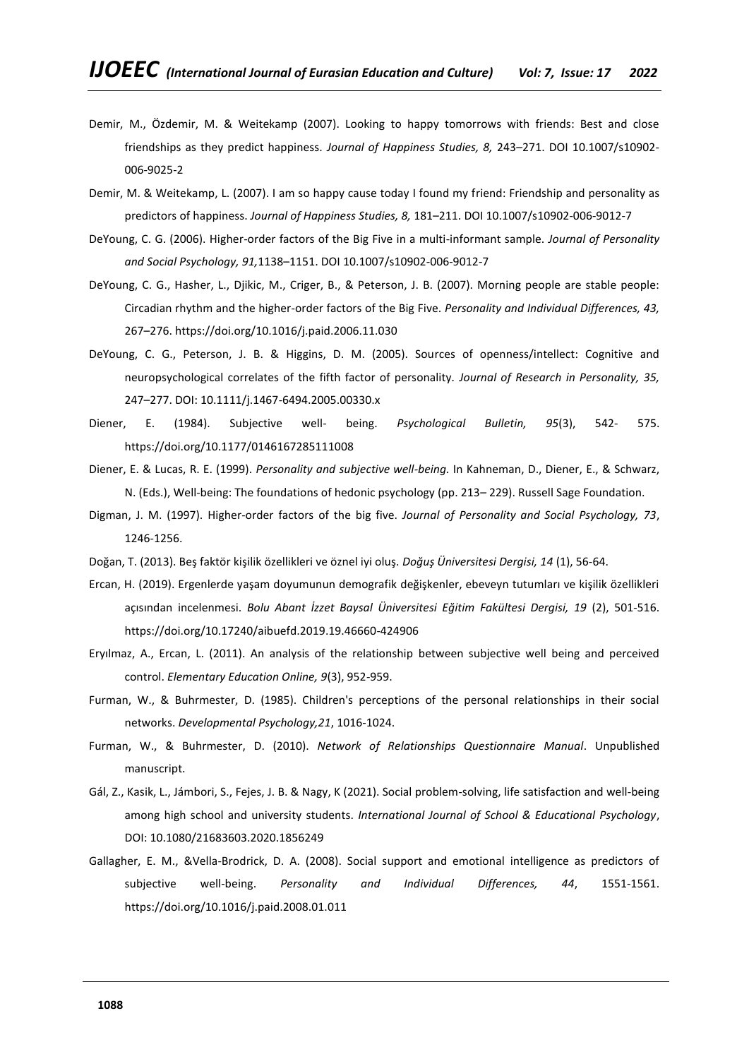Demir, M., Özdemir, M. & Weitekamp (2007). Looking to happy tomorrows with friends: Best and close friendships as they predict happiness. *Journal of Happiness Studies, 8,* 243–271. DOI 10.1007/s10902-006-9025-2

Demir, M. & Weitekamp, L. (2007). I am so happy cause today I found my friend: Friendship and personality as predictors of happiness. *Journal of Happiness Studies, 8,* 181–211. DOI 10.1007/s10902-006-9012-7

DeYoung, C. G. (2006). Higher-order factors of the Big Five in a multi-informant sample. *Journal of Personality and Social Psychology, 91,*1138–1151. DOI 10.1007/s10902-006-9012-7

DeYoung, C. G., Hasher, L., Djikic, M., Criger, B., & Peterson, J. B. (2007). Morning people are stable people: Circadian rhythm and the higher-order factors of the Big Five. *Personality and Individual Differences, 43,* 267–276. https://doi.org/10.1016/j.paid.2006.11.030

DeYoung, C. G., Peterson, J. B. & Higgins, D. M. (2005). Sources of openness/intellect: Cognitive and neuropsychological correlates of the fifth factor of personality. *Journal of Research in Personality, 35,* 247–277. DOI: 10.1111/j.1467-6494.2005.00330.x

Diener, E. (1984). Subjective well- being. *Psychological Bulletin, 95*(3), 542- 575. https://doi.org/10.1177/0146167285111008

Diener, E. & Lucas, R. E. (1999). *Personality and subjective well-being.* In Kahneman, D., Diener, E., & Schwarz, N. (Eds.), Well-being: The foundations of hedonic psychology (pp. 213– 229). Russell Sage Foundation.

Digman, J. M. (1997). Higher-order factors of the big five. *Journal of Personality and Social Psychology, 73*, 1246-1256.

Doğan, T. (2013). Beş faktör kişilik özellikleri ve öznel iyi oluş. *Doğuş Üniversitesi Dergisi, 14* (1), 56-64.

Ercan, H. (2019). Ergenlerde yaşam doyumunun demografik değişkenler, ebeveyn tutumları ve kişilik özellikleri açısından incelenmesi. *Bolu Abant İzzet Baysal Üniversitesi Eğitim Fakültesi Dergisi, 19* (2), 501-516. https://doi.org/10.17240/aibuefd.2019.19.46660-424906

Eryılmaz, A., Ercan, L. (2011). An analysis of the relationship between subjective well being and perceived control. *Elementary Education Online, 9*(3), 952-959.

Furman, W., & Buhrmester, D. (1985). Children's perceptions of the personal relationships in their social networks. *Developmental Psychology,21*, 1016-1024.

Furman, W., & Buhrmester, D. (2010). *Network of Relationships Questionnaire Manual*. Unpublished manuscript.

Gál, Z., Kasik, L., Jámbori, S., Fejes, J. B. & Nagy, K (2021). Social problem-solving, life satisfaction and well-being among high school and university students. *International Journal of School & Educational Psychology*, DOI: 10.1080/21683603.2020.1856249

Gallagher, E. M., &Vella-Brodrick, D. A. (2008). Social support and emotional intelligence as predictors of subjective well-being. *Personality and Individual Differences, 44*, 1551-1561. https://doi.org/10.1016/j.paid.2008.01.011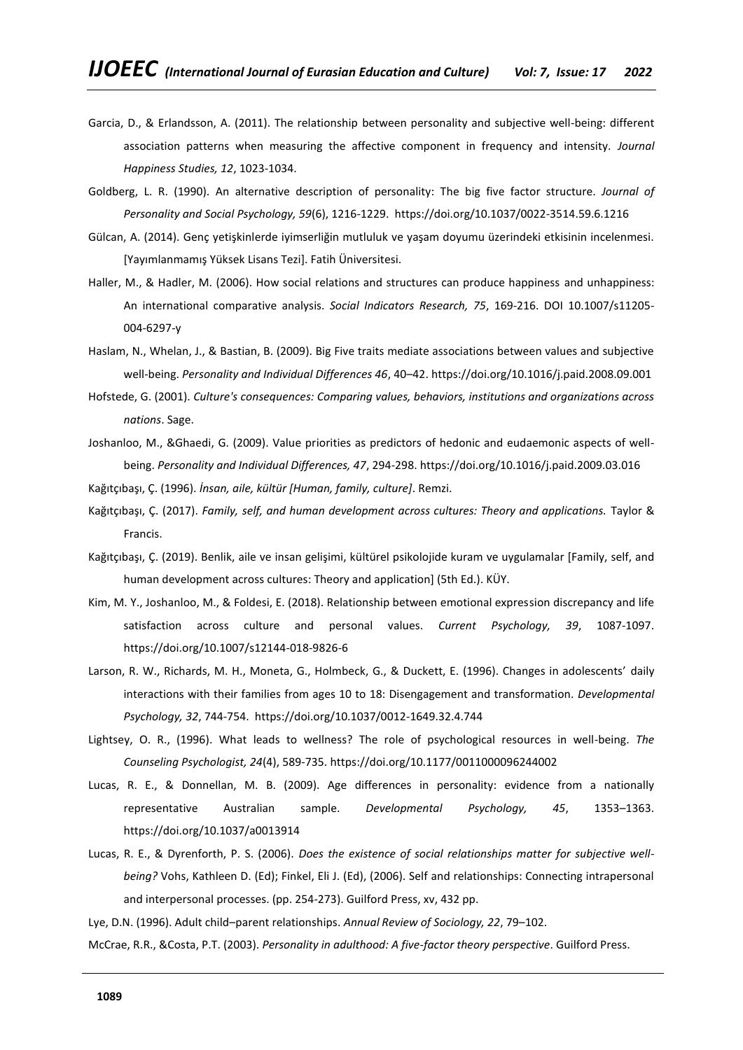Garcia, D., & Erlandsson, A. (2011). The relationship between personality and subjective well-being: different association patterns when measuring the affective component in frequency and intensity. *Journal Happiness Studies, 12*, 1023-1034.

Goldberg, L. R. (1990). An alternative description of personality: The big five factor structure. *Journal of Personality and Social Psychology, 59*(6), 1216-1229. https://doi.org/10.1037/0022-3514.59.6.1216

Gülcan, A. (2014). Genç yetişkinlerde iyimserliğin mutluluk ve yaşam doyumu üzerindeki etkisinin incelenmesi. [Yayımlanmamış Yüksek Lisans Tezi]. Fatih Üniversitesi.

Haller, M., & Hadler, M. (2006). How social relations and structures can produce happiness and unhappiness: An international comparative analysis. *Social Indicators Research, 75*, 169-216. DOI 10.1007/s11205-004-6297-y

Haslam, N., Whelan, J., & Bastian, B. (2009). Big Five traits mediate associations between values and subjective well-being. *Personality and Individual Differences 46*, 40–42. https://doi.org/10.1016/j.paid.2008.09.001

Hofstede, G. (2001). *Culture's consequences: Comparing values, behaviors, institutions and organizations across nations*. Sage.

Joshanloo, M., &Ghaedi, G. (2009). Value priorities as predictors of hedonic and eudaemonic aspects of well-being. *Personality and Individual Differences, 47*, 294-298. https://doi.org/10.1016/j.paid.2009.03.016

Kağıtçıbaşı, Ç. (1996). *İnsan, aile, kültür [Human, family, culture]*. Remzi.

Kağıtçıbaşı, Ç. (2017). *Family, self, and human development across cultures: Theory and applications.* Taylor & Francis.

Kağıtçıbaşı, Ç. (2019). Benlik, aile ve insan gelişimi, kültürel psikolojide kuram ve uygulamalar [Family, self, and human development across cultures: Theory and application] (5th Ed.). KÜY.

Kim, M. Y., Joshanloo, M., & Foldesi, E. (2018). Relationship between emotional expression discrepancy and life satisfaction across culture and personal values. *Current Psychology, 39*, 1087-1097. https://doi.org/10.1007/s12144-018-9826-6

Larson, R. W., Richards, M. H., Moneta, G., Holmbeck, G., & Duckett, E. (1996). Changes in adolescents' daily interactions with their families from ages 10 to 18: Disengagement and transformation. *Developmental Psychology, 32*, 744-754. https://doi.org/10.1037/0012-1649.32.4.744

Lightsey, O. R., (1996). What leads to wellness? The role of psychological resources in well-being. *The Counseling Psychologist, 24*(4), 589-735. https://doi.org/10.1177/0011000096244002

Lucas, R. E., & Donnellan, M. B. (2009). Age differences in personality: evidence from a nationally representative Australian sample. *Developmental Psychology, 45*, 1353–1363. https://doi.org/10.1037/a0013914

Lucas, R. E., & Dyrenforth, P. S. (2006). *Does the existence of social relationships matter for subjective well-being?* Vohs, Kathleen D. (Ed); Finkel, Eli J. (Ed), (2006). Self and relationships: Connecting intrapersonal and interpersonal processes. (pp. 254-273). Guilford Press, xv, 432 pp.

Lye, D.N. (1996). Adult child–parent relationships. *Annual Review of Sociology, 22*, 79–102.

McCrae, R.R., &Costa, P.T. (2003). *Personality in adulthood: A five-factor theory perspective*. Guilford Press.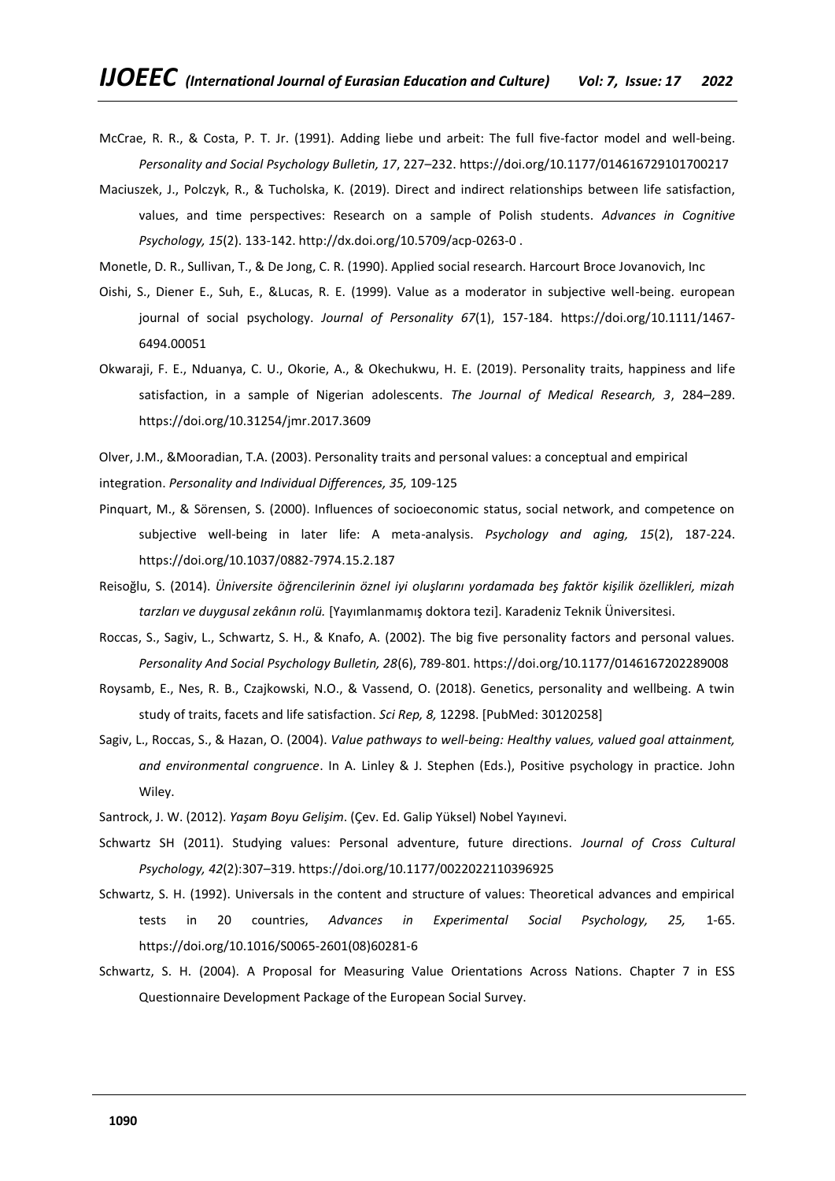McCrae, R. R., & Costa, P. T. Jr. (1991). Adding liebe und arbeit: The full five-factor model and well-being. *Personality and Social Psychology Bulletin, 17*, 227–232. https://doi.org/10.1177/014616729101700217

Maciuszek, J., Polczyk, R., & Tucholska, K. (2019). Direct and indirect relationships between life satisfaction, values, and time perspectives: Research on a sample of Polish students. *Advances in Cognitive Psychology, 15*(2). 133-142. http://dx.doi.org/10.5709/acp-0263-0 .

Monetle, D. R., Sullivan, T., & De Jong, C. R. (1990). Applied social research. Harcourt Broce Jovanovich, Inc

Oishi, S., Diener E., Suh, E., &Lucas, R. E. (1999). Value as a moderator in subjective well-being. european journal of social psychology. *Journal of Personality 67*(1), 157-184. https://doi.org/10.1111/1467-6494.00051

Okwaraji, F. E., Nduanya, C. U., Okorie, A., & Okechukwu, H. E. (2019). Personality traits, happiness and life satisfaction, in a sample of Nigerian adolescents. *The Journal of Medical Research, 3*, 284–289. https://doi.org/10.31254/jmr.2017.3609

Olver, J.M., &Mooradian, T.A. (2003). Personality traits and personal values: a conceptual and empirical integration. *Personality and Individual Differences, 35,* 109-125

Pinquart, M., & Sörensen, S. (2000). Influences of socioeconomic status, social network, and competence on subjective well-being in later life: A meta-analysis. *Psychology and aging, 15*(2), 187-224. https://doi.org/10.1037/0882-7974.15.2.187

Reisoğlu, S. (2014). *Üniversite öğrencilerinin öznel iyi oluşlarını yordamada beş faktör kişilik özellikleri, mizah tarzları ve duygusal zekânın rolü.* [Yayımlanmamış doktora tezi]. Karadeniz Teknik Üniversitesi.

Roccas, S., Sagiv, L., Schwartz, S. H., & Knafo, A. (2002). The big five personality factors and personal values. *Personality And Social Psychology Bulletin, 28*(6), 789-801. https://doi.org/10.1177/0146167202289008

Roysamb, E., Nes, R. B., Czajkowski, N.O., & Vassend, O. (2018). Genetics, personality and wellbeing. A twin study of traits, facets and life satisfaction. *Sci Rep, 8,* 12298. [PubMed: 30120258]

Sagiv, L., Roccas, S., & Hazan, O. (2004). *Value pathways to well-being: Healthy values, valued goal attainment, and environmental congruence*. In A. Linley & J. Stephen (Eds.), Positive psychology in practice. John Wiley.

Santrock, J. W. (2012). *Yaşam Boyu Gelişim*. (Çev. Ed. Galip Yüksel) Nobel Yayınevi.

Schwartz SH (2011). Studying values: Personal adventure, future directions. *Journal of Cross Cultural Psychology, 42*(2):307–319. https://doi.org/10.1177/0022022110396925

Schwartz, S. H. (1992). Universals in the content and structure of values: Theoretical advances and empirical tests in 20 countries, *Advances in Experimental Social Psychology, 25,* 1-65. https://doi.org/10.1016/S0065-2601(08)60281-6

Schwartz, S. H. (2004). A Proposal for Measuring Value Orientations Across Nations. Chapter 7 in ESS Questionnaire Development Package of the European Social Survey.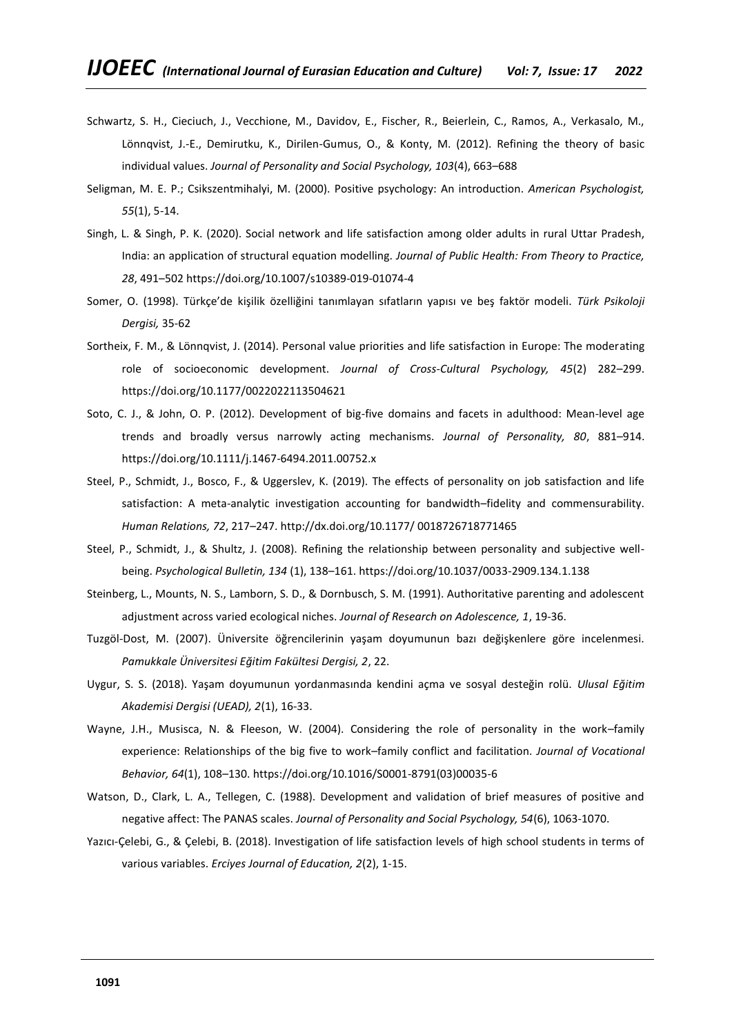Schwartz, S. H., Cieciuch, J., Vecchione, M., Davidov, E., Fischer, R., Beierlein, C., Ramos, A., Verkasalo, M., Lönnqvist, J.-E., Demirutku, K., Dirilen-Gumus, O., & Konty, M. (2012). Refining the theory of basic individual values. *Journal of Personality and Social Psychology, 103*(4), 663–688

Seligman, M. E. P.; Csikszentmihalyi, M. (2000). Positive psychology: An introduction. *American Psychologist, 55*(1), 5-14.

Singh, L. & Singh, P. K. (2020). Social network and life satisfaction among older adults in rural Uttar Pradesh, India: an application of structural equation modelling. *Journal of Public Health: From Theory to Practice, 28*, 491–502 https://doi.org/10.1007/s10389-019-01074-4

Somer, O. (1998). Türkçe'de kişilik özelliğini tanımlayan sıfatların yapısı ve beş faktör modeli. *Türk Psikoloji Dergisi,* 35-62

Sortheix, F. M., & Lönnqvist, J. (2014). Personal value priorities and life satisfaction in Europe: The moderating role of socioeconomic development. *Journal of Cross-Cultural Psychology, 45*(2) 282–299. https://doi.org/10.1177/0022022113504621

Soto, C. J., & John, O. P. (2012). Development of big-five domains and facets in adulthood: Mean-level age trends and broadly versus narrowly acting mechanisms. *Journal of Personality, 80*, 881–914. https://doi.org/10.1111/j.1467-6494.2011.00752.x

Steel, P., Schmidt, J., Bosco, F., & Uggerslev, K. (2019). The effects of personality on job satisfaction and life satisfaction: A meta-analytic investigation accounting for bandwidth–fidelity and commensurability. *Human Relations, 72*, 217–247. http://dx.doi.org/10.1177/ 0018726718771465

Steel, P., Schmidt, J., & Shultz, J. (2008). Refining the relationship between personality and subjective well-being. *Psychological Bulletin, 134* (1), 138–161. https://doi.org/10.1037/0033-2909.134.1.138

Steinberg, L., Mounts, N. S., Lamborn, S. D., & Dornbusch, S. M. (1991). Authoritative parenting and adolescent adjustment across varied ecological niches. *Journal of Research on Adolescence, 1*, 19-36.

Tuzgöl-Dost, M. (2007). Üniversite öğrencilerinin yaşam doyumunun bazı değişkenlere göre incelenmesi. *Pamukkale Üniversitesi Eğitim Fakültesi Dergisi, 2*, 22.

Uygur, S. S. (2018). Yaşam doyumunun yordanmasında kendini açma ve sosyal desteğin rolü. *Ulusal Eğitim Akademisi Dergisi (UEAD), 2*(1), 16-33.

Wayne, J.H., Musisca, N. & Fleeson, W. (2004). Considering the role of personality in the work–family experience: Relationships of the big five to work–family conflict and facilitation. *Journal of Vocational Behavior, 64*(1), 108–130. https://doi.org/10.1016/S0001-8791(03)00035-6

Watson, D., Clark, L. A., Tellegen, C. (1988). Development and validation of brief measures of positive and negative affect: The PANAS scales. *Journal of Personality and Social Psychology, 54*(6), 1063-1070.

Yazıcı-Çelebi, G., & Çelebi, B. (2018). Investigation of life satisfaction levels of high school students in terms of various variables. *Erciyes Journal of Education, 2*(2), 1-15.